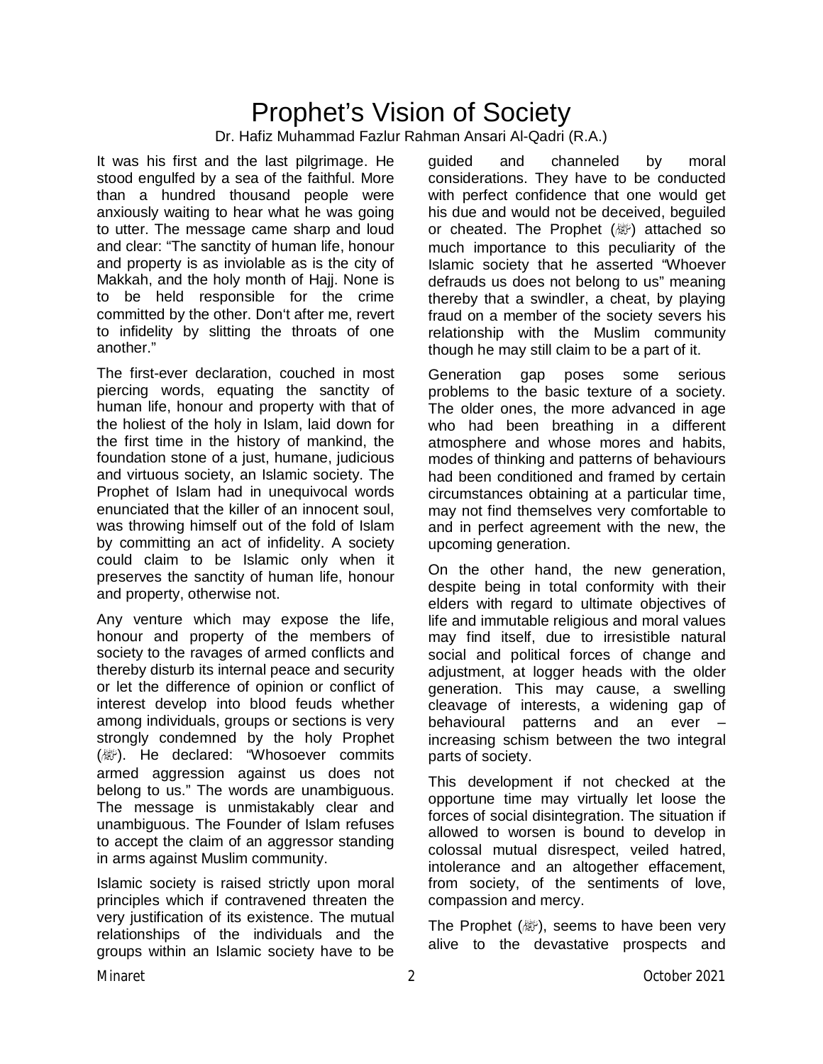# Prophet's Vision of Society

Dr. Hafiz Muhammad Fazlur Rahman Ansari Al-Qadri (R.A.)

It was his first and the last pilgrimage. He stood engulfed by a sea of the faithful. More than a hundred thousand people were anxiously waiting to hear what he was going to utter. The message came sharp and loud and clear: "The sanctity of human life, honour and property is as inviolable as is the city of Makkah, and the holy month of Hajj. None is to be held responsible for the crime committed by the other. Don't after me, revert to infidelity by slitting the throats of one another."

The first-ever declaration, couched in most piercing words, equating the sanctity of human life, honour and property with that of the holiest of the holy in Islam, laid down for the first time in the history of mankind, the foundation stone of a just, humane, judicious and virtuous society, an Islamic society. The Prophet of Islam had in unequivocal words enunciated that the killer of an innocent soul, was throwing himself out of the fold of Islam by committing an act of infidelity. A society could claim to be Islamic only when it preserves the sanctity of human life, honour and property, otherwise not.

Any venture which may expose the life, honour and property of the members of society to the ravages of armed conflicts and thereby disturb its internal peace and security or let the difference of opinion or conflict of interest develop into blood feuds whether among individuals, groups or sections is very strongly condemned by the holy Prophet (ﷺ). He declared: "Whosoever commits armed aggression against us does not belong to us." The words are unambiguous. The message is unmistakably clear and unambiguous. The Founder of Islam refuses to accept the claim of an aggressor standing in arms against Muslim community.

Islamic society is raised strictly upon moral principles which if contravened threaten the very justification of its existence. The mutual relationships of the individuals and the groups within an Islamic society have to be guided and channeled by moral considerations. They have to be conducted with perfect confidence that one would get his due and would not be deceived, beguiled or cheated. The Prophet (ﷺ) attached so much importance to this peculiarity of the Islamic society that he asserted "Whoever defrauds us does not belong to us" meaning thereby that a swindler, a cheat, by playing fraud on a member of the society severs his relationship with the Muslim community though he may still claim to be a part of it.

Generation gap poses some serious problems to the basic texture of a society. The older ones, the more advanced in age who had been breathing in a different atmosphere and whose mores and habits, modes of thinking and patterns of behaviours had been conditioned and framed by certain circumstances obtaining at a particular time, may not find themselves very comfortable to and in perfect agreement with the new, the upcoming generation.

On the other hand, the new generation, despite being in total conformity with their elders with regard to ultimate objectives of life and immutable religious and moral values may find itself, due to irresistible natural social and political forces of change and adjustment, at logger heads with the older generation. This may cause, a swelling cleavage of interests, a widening gap of behavioural patterns and an ever – increasing schism between the two integral parts of society.

This development if not checked at the opportune time may virtually let loose the forces of social disintegration. The situation if allowed to worsen is bound to develop in colossal mutual disrespect, veiled hatred, intolerance and an altogether effacement, from society, of the sentiments of love, compassion and mercy.

The Prophet (ﷺ), seems to have been very alive to the devastative prospects and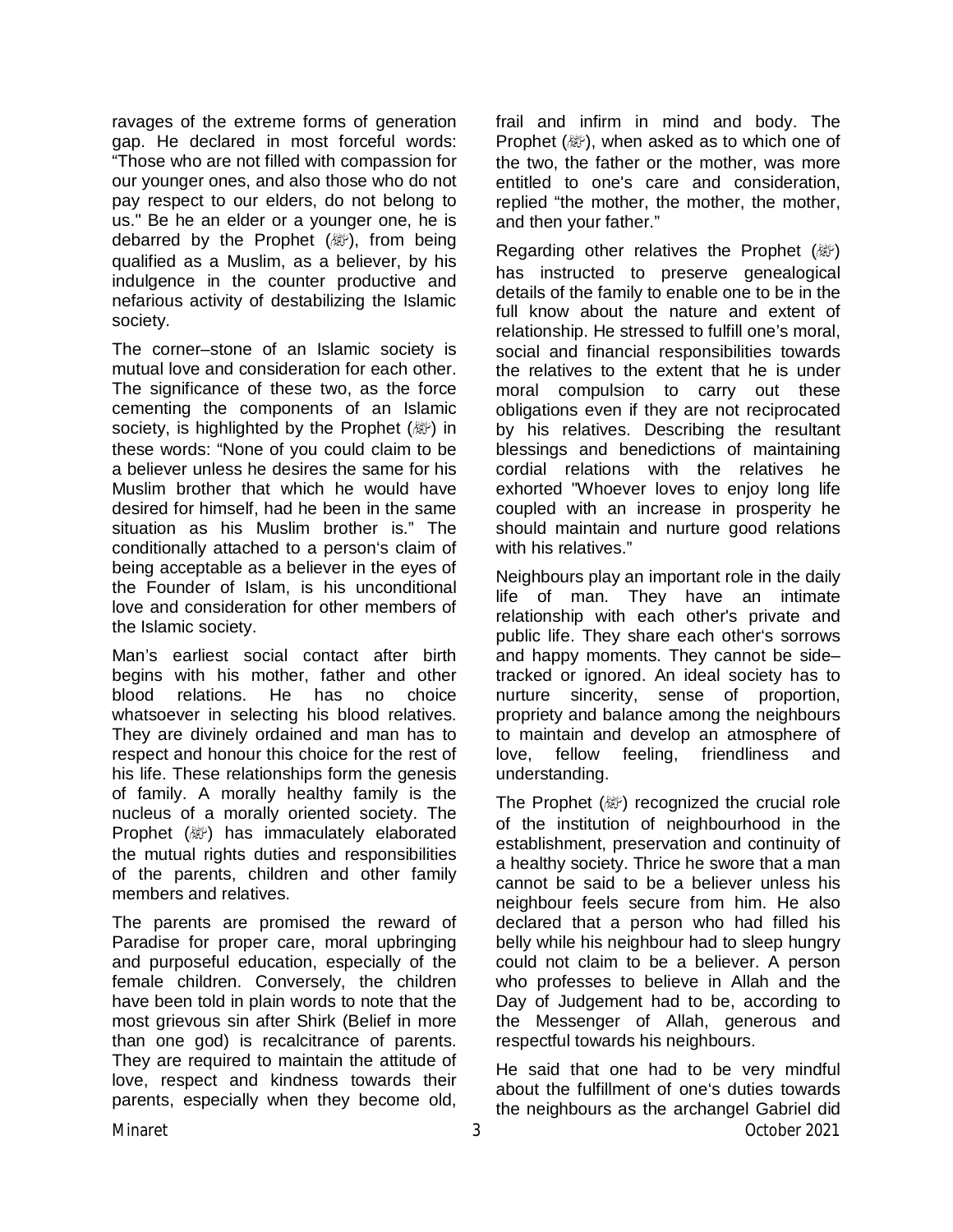ravages of the extreme forms of generation gap. He declared in most forceful words: "Those who are not filled with compassion for our younger ones, and also those who do not pay respect to our elders, do not belong to us." Be he an elder or a younger one, he is debarred by the Prophet (ﷺ), from being qualified as a Muslim, as a believer, by his indulgence in the counter productive and nefarious activity of destabilizing the Islamic society.

The corner–stone of an Islamic society is mutual love and consideration for each other. The significance of these two, as the force cementing the components of an Islamic society, is highlighted by the Prophet (ﷺ) in these words: "None of you could claim to be a believer unless he desires the same for his Muslim brother that which he would have desired for himself, had he been in the same situation as his Muslim brother is." The conditionally attached to a person's claim of being acceptable as a believer in the eyes of the Founder of Islam, is his unconditional love and consideration for other members of the Islamic society.

Man's earliest social contact after birth begins with his mother, father and other blood relations. He has no choice whatsoever in selecting his blood relatives. They are divinely ordained and man has to respect and honour this choice for the rest of his life. These relationships form the genesis of family. A morally healthy family is the nucleus of a morally oriented society. The Prophet (ﷺ) has immaculately elaborated the mutual rights duties and responsibilities of the parents, children and other family members and relatives.

The parents are promised the reward of Paradise for proper care, moral upbringing and purposeful education, especially of the female children. Conversely, the children have been told in plain words to note that the most grievous sin after Shirk (Belief in more than one god) is recalcitrance of parents. They are required to maintain the attitude of love, respect and kindness towards their parents, especially when they become old, frail and infirm in mind and body. The Prophet (ﷺ), when asked as to which one of the two, the father or the mother, was more entitled to one's care and consideration, replied "the mother, the mother, the mother, and then your father."

Regarding other relatives the Prophet (ﷺ) has instructed to preserve genealogical details of the family to enable one to be in the full know about the nature and extent of relationship. He stressed to fulfill one's moral, social and financial responsibilities towards the relatives to the extent that he is under moral compulsion to carry out these obligations even if they are not reciprocated by his relatives. Describing the resultant blessings and benedictions of maintaining cordial relations with the relatives he exhorted "Whoever loves to enjoy long life coupled with an increase in prosperity he should maintain and nurture good relations with his relatives."

Neighbours play an important role in the daily life of man. They have an intimate relationship with each other's private and public life. They share each other's sorrows and happy moments. They cannot be side–tracked or ignored. An ideal society has to nurture sincerity, sense of proportion, propriety and balance among the neighbours to maintain and develop an atmosphere of love, fellow feeling, friendliness and understanding.

The Prophet (ﷺ) recognized the crucial role of the institution of neighbourhood in the establishment, preservation and continuity of a healthy society. Thrice he swore that a man cannot be said to be a believer unless his neighbour feels secure from him. He also declared that a person who had filled his belly while his neighbour had to sleep hungry could not claim to be a believer. A person who professes to believe in Allah and the Day of Judgement had to be, according to the Messenger of Allah, generous and respectful towards his neighbours.

He said that one had to be very mindful about the fulfillment of one's duties towards the neighbours as the archangel Gabriel did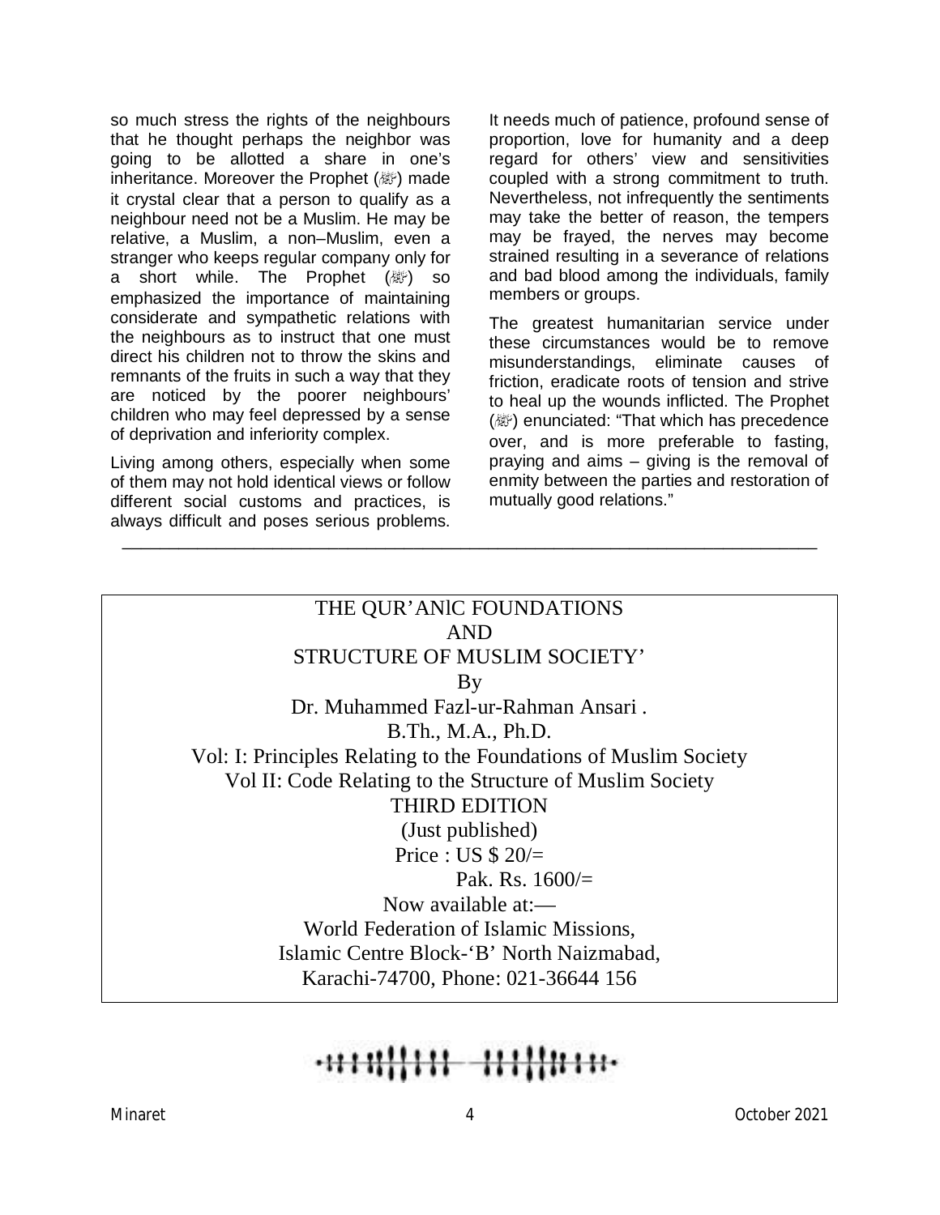so much stress the rights of the neighbours that he thought perhaps the neighbor was going to be allotted a share in one's inheritance. Moreover the Prophet (ﷺ) made it crystal clear that a person to qualify as a neighbour need not be a Muslim. He may be relative, a Muslim, a non–Muslim, even a stranger who keeps regular company only for a short while. The Prophet (ﷺ) so emphasized the importance of maintaining considerate and sympathetic relations with the neighbours as to instruct that one must direct his children not to throw the skins and remnants of the fruits in such a way that they are noticed by the poorer neighbours' children who may feel depressed by a sense of deprivation and inferiority complex.

Living among others, especially when some of them may not hold identical views or follow different social customs and practices, is always difficult and poses serious problems. It needs much of patience, profound sense of proportion, love for humanity and a deep regard for others' view and sensitivities coupled with a strong commitment to truth. Nevertheless, not infrequently the sentiments may take the better of reason, the tempers may be frayed, the nerves may become strained resulting in a severance of relations and bad blood among the individuals, family members or groups.

The greatest humanitarian service under these circumstances would be to remove misunderstandings, eliminate causes of friction, eradicate roots of tension and strive to heal up the wounds inflicted. The Prophet (ﷺ) enunciated: "That which has precedence over, and is more preferable to fasting, praying and aims – giving is the removal of enmity between the parties and restoration of mutually good relations."

---

THE QUR'ANIC FOUNDATIONS
AND
STRUCTURE OF MUSLIM SOCIETY'

By

Dr. Muhammed Fazl-ur-Rahman Ansari .
B.Th., M.A., Ph.D.

Vol: I: Principles Relating to the Foundations of Muslim Society
Vol II: Code Relating to the Structure of Muslim Society

THIRD EDITION
(Just published)

Price : US $ 20/=
Pak. Rs. 1600/=

Now available at:—
World Federation of Islamic Missions,
Islamic Centre Block-'B' North Naizmabad,
Karachi-74700, Phone: 021-36644 156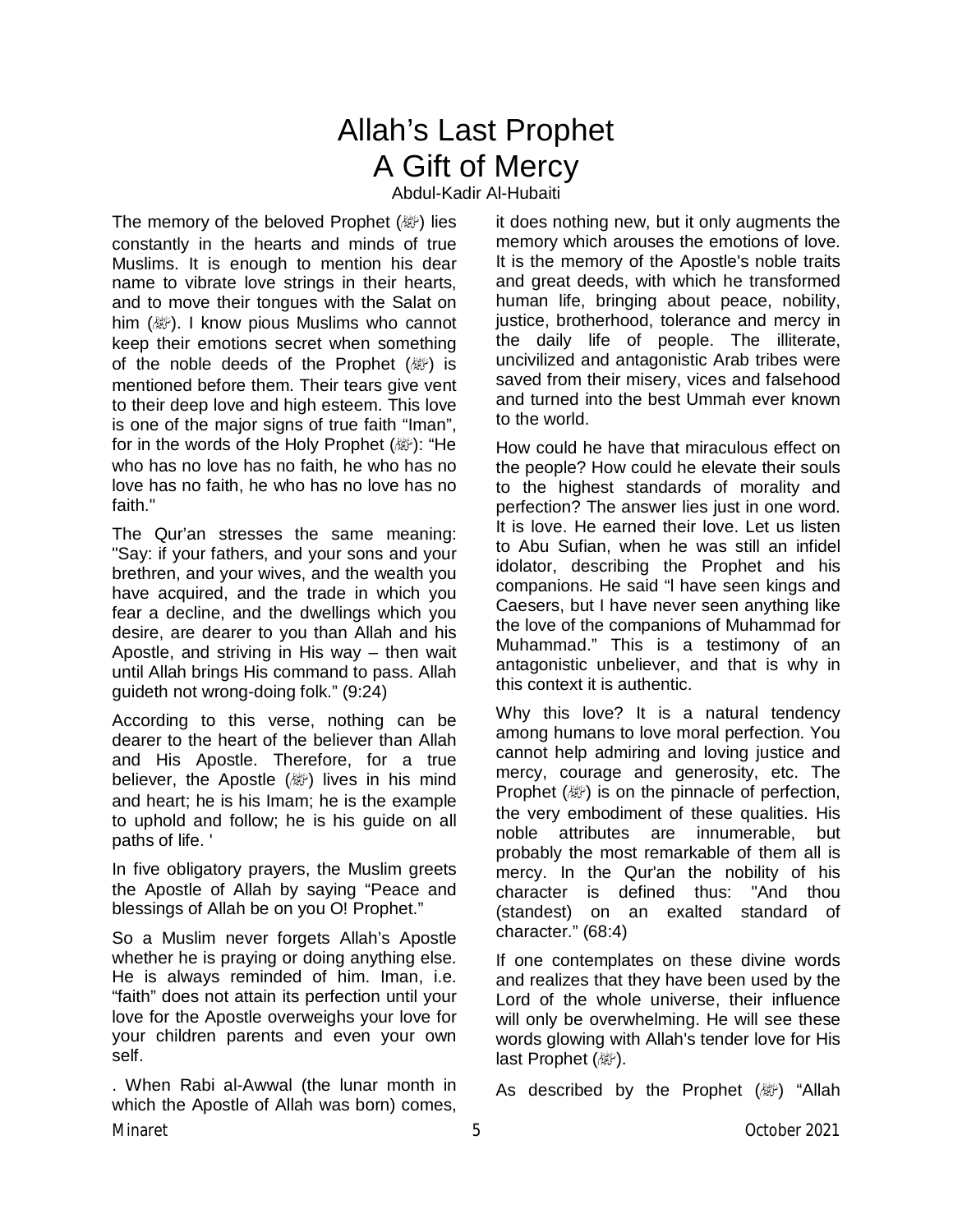# Allah's Last Prophet A Gift of Mercy

Abdul-Kadir Al-Hubaiti

The memory of the beloved Prophet (ﷺ) lies constantly in the hearts and minds of true Muslims. It is enough to mention his dear name to vibrate love strings in their hearts, and to move their tongues with the Salat on him (ﷺ). I know pious Muslims who cannot keep their emotions secret when something of the noble deeds of the Prophet (ﷺ) is mentioned before them. Their tears give vent to their deep love and high esteem. This love is one of the major signs of true faith "Iman", for in the words of the Holy Prophet (ﷺ): "He who has no love has no faith, he who has no love has no faith, he who has no love has no faith."

The Qur'an stresses the same meaning: "Say: if your fathers, and your sons and your brethren, and your wives, and the wealth you have acquired, and the trade in which you fear a decline, and the dwellings which you desire, are dearer to you than Allah and his Apostle, and striving in His way – then wait until Allah brings His command to pass. Allah guideth not wrong-doing folk." (9:24)

According to this verse, nothing can be dearer to the heart of the believer than Allah and His Apostle. Therefore, for a true believer, the Apostle (ﷺ) lives in his mind and heart; he is his Imam; he is the example to uphold and follow; he is his guide on all paths of life. '

In five obligatory prayers, the Muslim greets the Apostle of Allah by saying "Peace and blessings of Allah be on you O! Prophet."

So a Muslim never forgets Allah's Apostle whether he is praying or doing anything else. He is always reminded of him. Iman, i.e. "faith" does not attain its perfection until your love for the Apostle overweighs your love for your children parents and even your own self.

. When Rabi al-Awwal (the lunar month in which the Apostle of Allah was born) comes, it does nothing new, but it only augments the memory which arouses the emotions of love. It is the memory of the Apostle's noble traits and great deeds, with which he transformed human life, bringing about peace, nobility, justice, brotherhood, tolerance and mercy in the daily life of people. The illiterate, uncivilized and antagonistic Arab tribes were saved from their misery, vices and falsehood and turned into the best Ummah ever known to the world.

How could he have that miraculous effect on the people? How could he elevate their souls to the highest standards of morality and perfection? The answer lies just in one word. It is love. He earned their love. Let us listen to Abu Sufian, when he was still an infidel idolator, describing the Prophet and his companions. He said "I have seen kings and Caesers, but I have never seen anything like the love of the companions of Muhammad for Muhammad." This is a testimony of an antagonistic unbeliever, and that is why in this context it is authentic.

Why this love? It is a natural tendency among humans to love moral perfection. You cannot help admiring and loving justice and mercy, courage and generosity, etc. The Prophet (ﷺ) is on the pinnacle of perfection, the very embodiment of these qualities. His noble attributes are innumerable, but probably the most remarkable of them all is mercy. In the Qur'an the nobility of his character is defined thus: "And thou (standest) on an exalted standard of character." (68:4)

If one contemplates on these divine words and realizes that they have been used by the Lord of the whole universe, their influence will only be overwhelming. He will see these words glowing with Allah's tender love for His last Prophet (ﷺ).

As described by the Prophet (ﷺ) "Allah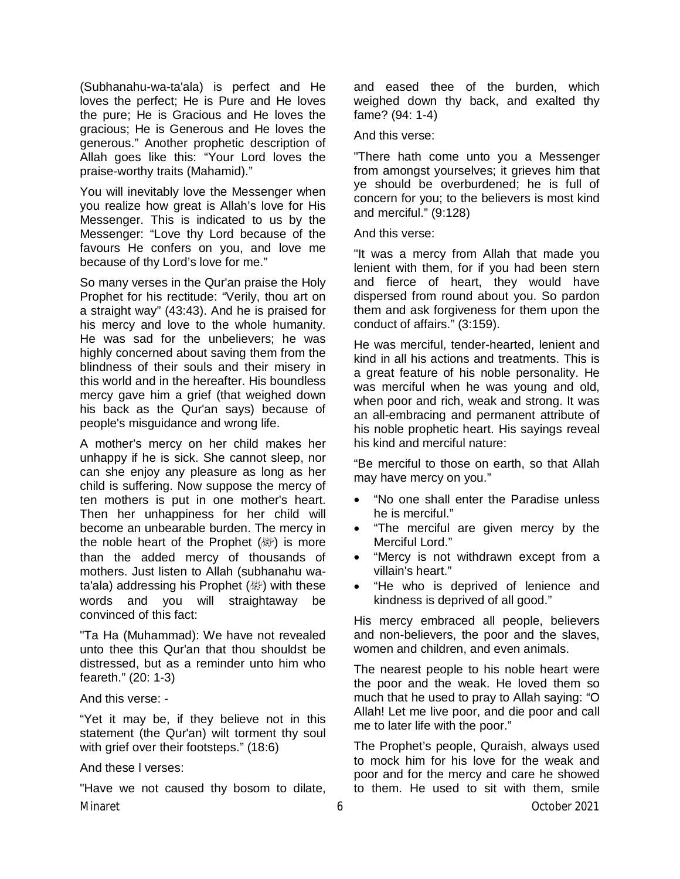(Subhanahu-wa-ta'ala) is perfect and He loves the perfect; He is Pure and He loves the pure; He is Gracious and He loves the gracious; He is Generous and He loves the generous." Another prophetic description of Allah goes like this: "Your Lord loves the praise-worthy traits (Mahamid)."

You will inevitably love the Messenger when you realize how great is Allah's love for His Messenger. This is indicated to us by the Messenger: "Love thy Lord because of the favours He confers on you, and love me because of thy Lord's love for me."

So many verses in the Qur'an praise the Holy Prophet for his rectitude: "Verily, thou art on a straight way" (43:43). And he is praised for his mercy and love to the whole humanity. He was sad for the unbelievers; he was highly concerned about saving them from the blindness of their souls and their misery in this world and in the hereafter. His boundless mercy gave him a grief (that weighed down his back as the Qur'an says) because of people's misguidance and wrong life.

A mother's mercy on her child makes her unhappy if he is sick. She cannot sleep, nor can she enjoy any pleasure as long as her child is suffering. Now suppose the mercy of ten mothers is put in one mother's heart. Then her unhappiness for her child will become an unbearable burden. The mercy in the noble heart of the Prophet (ﷺ) is more than the added mercy of thousands of mothers. Just listen to Allah (subhanahu wa-ta'ala) addressing his Prophet (ﷺ) with these words and you will straightaway be convinced of this fact:

"Ta Ha (Muhammad): We have not revealed unto thee this Qur'an that thou shouldst be distressed, but as a reminder unto him who feareth." (20: 1-3)

And this verse: -

"Yet it may be, if they believe not in this statement (the Qur'an) wilt torment thy soul with grief over their footsteps." (18:6)

And these l verses:

"Have we not caused thy bosom to dilate, and eased thee of the burden, which weighed down thy back, and exalted thy fame? (94: 1-4)

And this verse:

"There hath come unto you a Messenger from amongst yourselves; it grieves him that ye should be overburdened; he is full of concern for you; to the believers is most kind and merciful." (9:128)

And this verse:

"It was a mercy from Allah that made you lenient with them, for if you had been stern and fierce of heart, they would have dispersed from round about you. So pardon them and ask forgiveness for them upon the conduct of affairs." (3:159).

He was merciful, tender-hearted, lenient and kind in all his actions and treatments. This is a great feature of his noble personality. He was merciful when he was young and old, when poor and rich, weak and strong. It was an all-embracing and permanent attribute of his noble prophetic heart. His sayings reveal his kind and merciful nature:

"Be merciful to those on earth, so that Allah may have mercy on you."

- "No one shall enter the Paradise unless he is merciful."
- "The merciful are given mercy by the Merciful Lord."
- "Mercy is not withdrawn except from a villain's heart."
- "He who is deprived of lenience and kindness is deprived of all good."

His mercy embraced all people, believers and non-believers, the poor and the slaves, women and children, and even animals.

The nearest people to his noble heart were the poor and the weak. He loved them so much that he used to pray to Allah saying: "O Allah! Let me live poor, and die poor and call me to later life with the poor."

The Prophet's people, Quraish, always used to mock him for his love for the weak and poor and for the mercy and care he showed to them. He used to sit with them, smile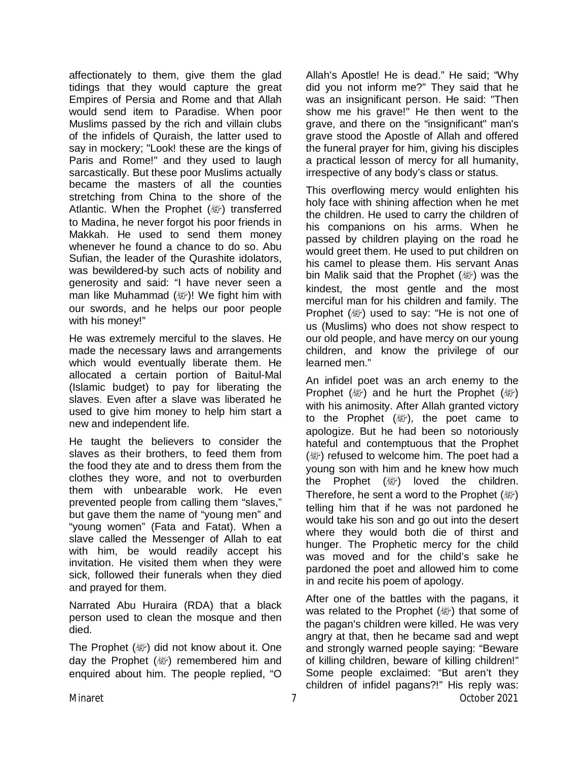affectionately to them, give them the glad tidings that they would capture the great Empires of Persia and Rome and that Allah would send item to Paradise. When poor Muslims passed by the rich and villain clubs of the infidels of Quraish, the latter used to say in mockery; "Look! these are the kings of Paris and Rome!" and they used to laugh sarcastically. But these poor Muslims actually became the masters of all the counties stretching from China to the shore of the Atlantic. When the Prophet (ﷺ) transferred to Madina, he never forgot his poor friends in Makkah. He used to send them money whenever he found a chance to do so. Abu Sufian, the leader of the Qurashite idolators, was bewildered-by such acts of nobility and generosity and said: "I have never seen a man like Muhammad (ﷺ)! We fight him with our swords, and he helps our poor people with his money!"

He was extremely merciful to the slaves. He made the necessary laws and arrangements which would eventually liberate them. He allocated a certain portion of Baitul-Mal (Islamic budget) to pay for liberating the slaves. Even after a slave was liberated he used to give him money to help him start a new and independent life.

He taught the believers to consider the slaves as their brothers, to feed them from the food they ate and to dress them from the clothes they wore, and not to overburden them with unbearable work. He even prevented people from calling them "slaves," but gave them the name of "young men" and "young women" (Fata and Fatat). When a slave called the Messenger of Allah to eat with him, be would readily accept his invitation. He visited them when they were sick, followed their funerals when they died and prayed for them.

Narrated Abu Huraira (RDA) that a black person used to clean the mosque and then died.

The Prophet (ﷺ) did not know about it. One day the Prophet (ﷺ) remembered him and enquired about him. The people replied, "O Allah's Apostle! He is dead." He said; "Why did you not inform me?" They said that he was an insignificant person. He said: "Then show me his grave!" He then went to the grave, and there on the "insignificant" man's grave stood the Apostle of Allah and offered the funeral prayer for him, giving his disciples a practical lesson of mercy for all humanity, irrespective of any body's class or status.

This overflowing mercy would enlighten his holy face with shining affection when he met the children. He used to carry the children of his companions on his arms. When he passed by children playing on the road he would greet them. He used to put children on his camel to please them. His servant Anas bin Malik said that the Prophet (ﷺ) was the kindest, the most gentle and the most merciful man for his children and family. The Prophet (ﷺ) used to say: "He is not one of us (Muslims) who does not show respect to our old people, and have mercy on our young children, and know the privilege of our learned men."

An infidel poet was an arch enemy to the Prophet (ﷺ) and he hurt the Prophet (ﷺ) with his animosity. After Allah granted victory to the Prophet (ﷺ), the poet came to apologize. But he had been so notoriously hateful and contemptuous that the Prophet (ﷺ) refused to welcome him. The poet had a young son with him and he knew how much the Prophet (ﷺ) loved the children. Therefore, he sent a word to the Prophet (ﷺ) telling him that if he was not pardoned he would take his son and go out into the desert where they would both die of thirst and hunger. The Prophetic mercy for the child was moved and for the child's sake he pardoned the poet and allowed him to come in and recite his poem of apology.

After one of the battles with the pagans, it was related to the Prophet (ﷺ) that some of the pagan's children were killed. He was very angry at that, then he became sad and wept and strongly warned people saying: "Beware of killing children, beware of killing children!" Some people exclaimed: "But aren't they children of infidel pagans?!" His reply was: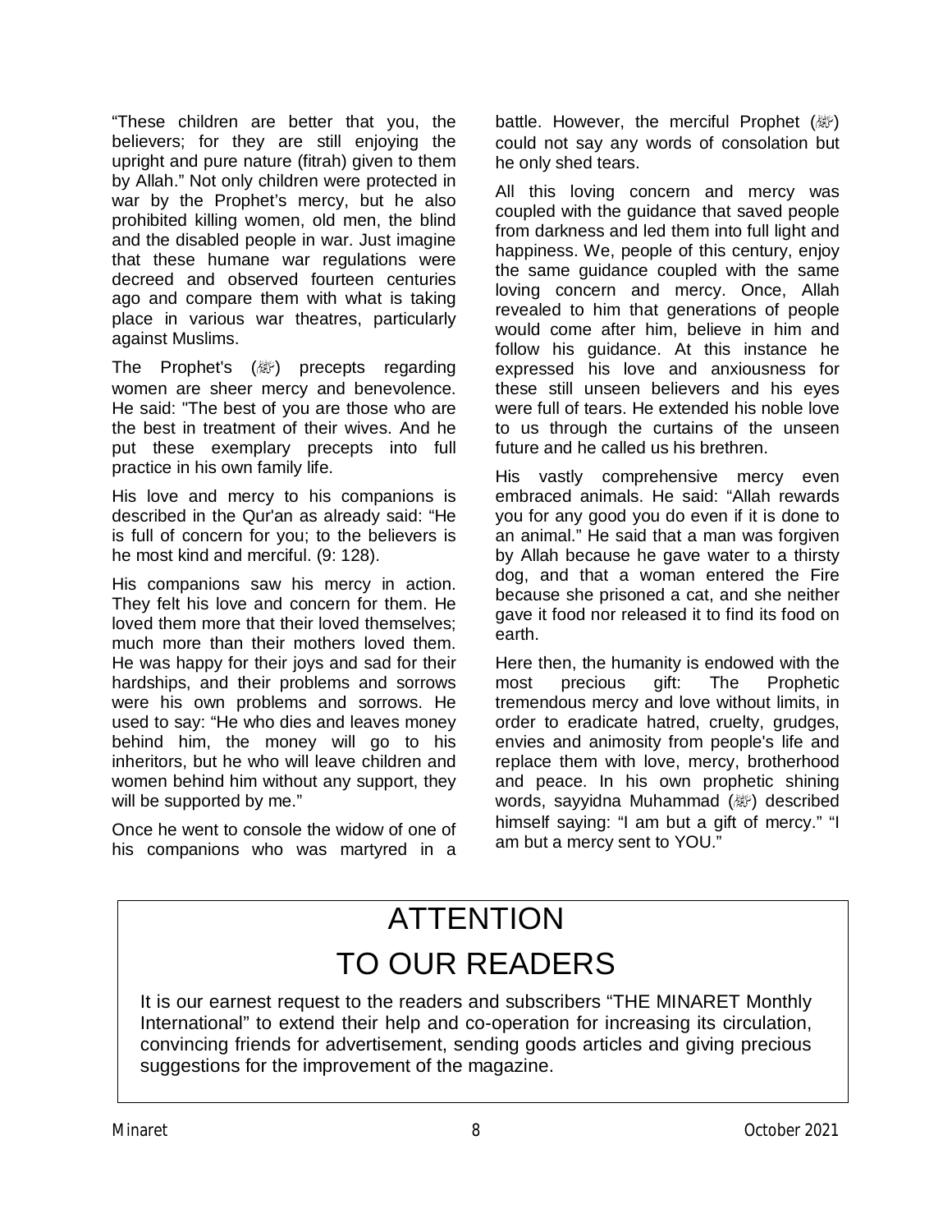"These children are better that you, the believers; for they are still enjoying the upright and pure nature (fitrah) given to them by Allah." Not only children were protected in war by the Prophet's mercy, but he also prohibited killing women, old men, the blind and the disabled people in war. Just imagine that these humane war regulations were decreed and observed fourteen centuries ago and compare them with what is taking place in various war theatres, particularly against Muslims.

The Prophet's (ﷺ) precepts regarding women are sheer mercy and benevolence. He said: "The best of you are those who are the best in treatment of their wives. And he put these exemplary precepts into full practice in his own family life.

His love and mercy to his companions is described in the Qur'an as already said: "He is full of concern for you; to the believers is he most kind and merciful. (9: 128).

His companions saw his mercy in action. They felt his love and concern for them. He loved them more that their loved themselves; much more than their mothers loved them. He was happy for their joys and sad for their hardships, and their problems and sorrows were his own problems and sorrows. He used to say: "He who dies and leaves money behind him, the money will go to his inheritors, but he who will leave children and women behind him without any support, they will be supported by me."

Once he went to console the widow of one of his companions who was martyred in a battle. However, the merciful Prophet (ﷺ) could not say any words of consolation but he only shed tears.

All this loving concern and mercy was coupled with the guidance that saved people from darkness and led them into full light and happiness. We, people of this century, enjoy the same guidance coupled with the same loving concern and mercy. Once, Allah revealed to him that generations of people would come after him, believe in him and follow his guidance. At this instance he expressed his love and anxiousness for these still unseen believers and his eyes were full of tears. He extended his noble love to us through the curtains of the unseen future and he called us his brethren.

His vastly comprehensive mercy even embraced animals. He said: "Allah rewards you for any good you do even if it is done to an animal." He said that a man was forgiven by Allah because he gave water to a thirsty dog, and that a woman entered the Fire because she prisoned a cat, and she neither gave it food nor released it to find its food on earth.

Here then, the humanity is endowed with the most precious gift: The Prophetic tremendous mercy and love without limits, in order to eradicate hatred, cruelty, grudges, envies and animosity from people's life and replace them with love, mercy, brotherhood and peace. In his own prophetic shining words, sayyidna Muhammad (ﷺ) described himself saying: "I am but a gift of mercy." "I am but a mercy sent to YOU."

# ATTENTION
# TO OUR READERS

It is our earnest request to the readers and subscribers "THE MINARET Monthly International" to extend their help and co-operation for increasing its circulation, convincing friends for advertisement, sending goods articles and giving precious suggestions for the improvement of the magazine.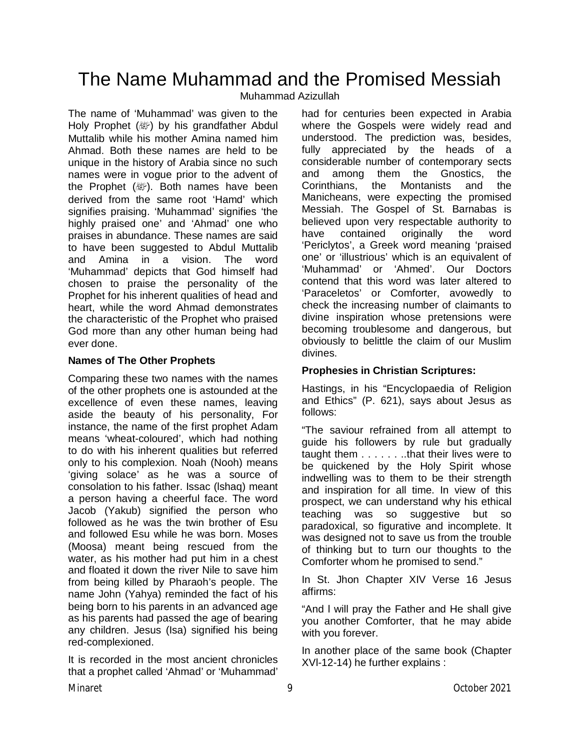# The Name Muhammad and the Promised Messiah

Muhammad Azizullah

The name of 'Muhammad' was given to the Holy Prophet (ﷺ) by his grandfather Abdul Muttalib while his mother Amina named him Ahmad. Both these names are held to be unique in the history of Arabia since no such names were in vogue prior to the advent of the Prophet (ﷺ). Both names have been derived from the same root 'Hamd' which signifies praising. 'Muhammad' signifies 'the highly praised one' and 'Ahmad' one who praises in abundance. These names are said to have been suggested to Abdul Muttalib and Amina in a vision. The word 'Muhammad' depicts that God himself had chosen to praise the personality of the Prophet for his inherent qualities of head and heart, while the word Ahmad demonstrates the characteristic of the Prophet who praised God more than any other human being had ever done.

**Names of The Other Prophets**

Comparing these two names with the names of the other prophets one is astounded at the excellence of even these names, leaving aside the beauty of his personality, For instance, the name of the first prophet Adam means 'wheat-coloured', which had nothing to do with his inherent qualities but referred only to his complexion. Noah (Nooh) means 'giving solace' as he was a source of consolation to his father. Issac (Ishaq) meant a person having a cheerful face. The word Jacob (Yakub) signified the person who followed as he was the twin brother of Esu and followed Esu while he was born. Moses (Moosa) meant being rescued from the water, as his mother had put him in a chest and floated it down the river Nile to save him from being killed by Pharaoh's people. The name John (Yahya) reminded the fact of his being born to his parents in an advanced age as his parents had passed the age of bearing any children. Jesus (Isa) signified his being red-complexioned.

It is recorded in the most ancient chronicles that a prophet called 'Ahmad' or 'Muhammad' had for centuries been expected in Arabia where the Gospels were widely read and understood. The prediction was, besides, fully appreciated by the heads of a considerable number of contemporary sects and among them the Gnostics, the Corinthians, the Montanists and the Manicheans, were expecting the promised Messiah. The Gospel of St. Barnabas is believed upon very respectable authority to have contained originally the word 'Periclytos', a Greek word meaning 'praised one' or 'illustrious' which is an equivalent of 'Muhammad' or 'Ahmed'. Our Doctors contend that this word was later altered to 'Paraceletos' or Comforter, avowedly to check the increasing number of claimants to divine inspiration whose pretensions were becoming troublesome and dangerous, but obviously to belittle the claim of our Muslim divines.

**Prophesies in Christian Scriptures:**

Hastings, in his "Encyclopaedia of Religion and Ethics" (P. 621), says about Jesus as follows:

"The saviour refrained from all attempt to guide his followers by rule but gradually taught them . . . . . . ..that their lives were to be quickened by the Holy Spirit whose indwelling was to them to be their strength and inspiration for all time. In view of this prospect, we can understand why his ethical teaching was so suggestive but so paradoxical, so figurative and incomplete. It was designed not to save us from the trouble of thinking but to turn our thoughts to the Comforter whom he promised to send."

In St. Jhon Chapter XIV Verse 16 Jesus affirms:

"And I will pray the Father and He shall give you another Comforter, that he may abide with you forever.

In another place of the same book (Chapter XVI-12-14) he further explains :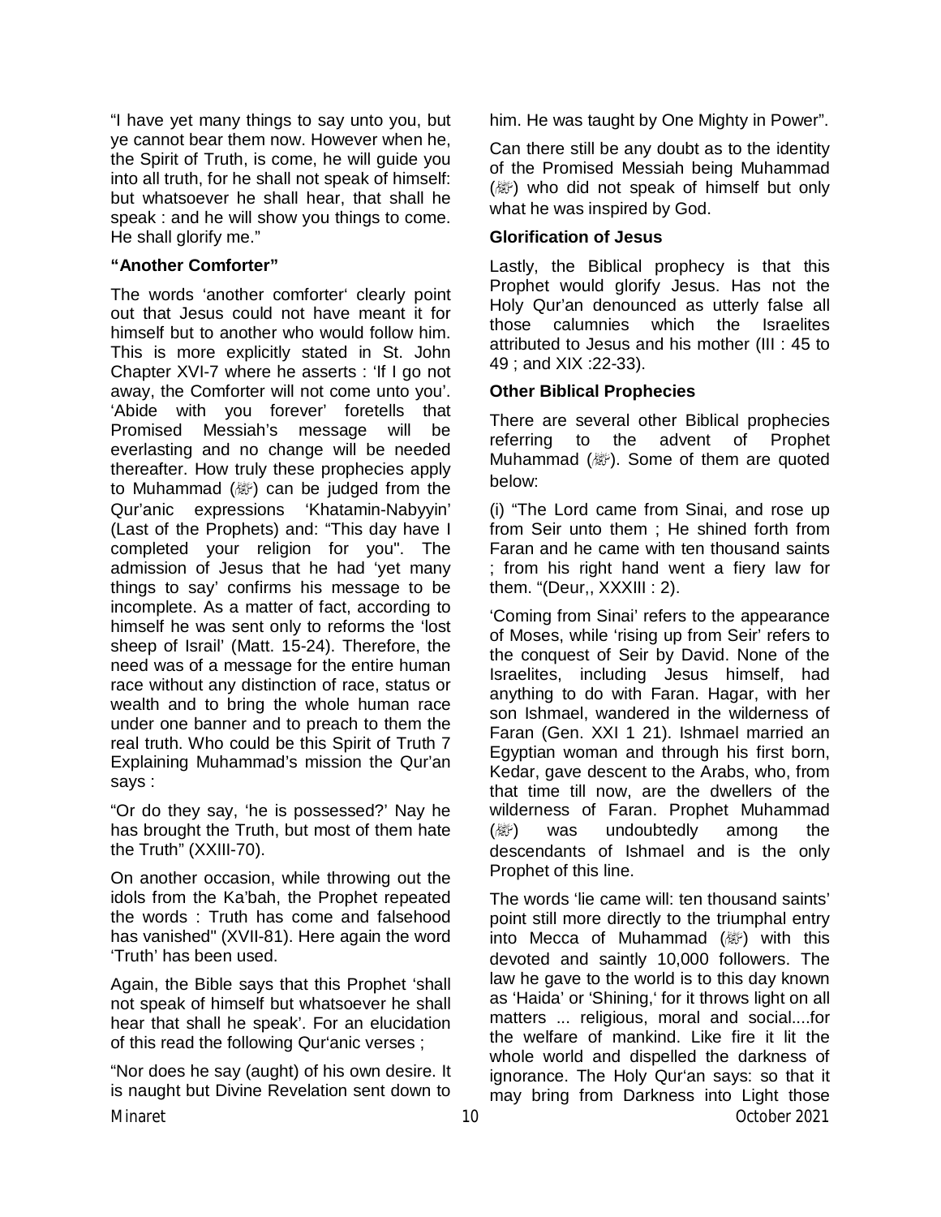"I have yet many things to say unto you, but ye cannot bear them now. However when he, the Spirit of Truth, is come, he will guide you into all truth, for he shall not speak of himself: but whatsoever he shall hear, that shall he speak : and he will show you things to come. He shall glorify me."

**"Another Comforter"**

The words 'another comforter' clearly point out that Jesus could not have meant it for himself but to another who would follow him. This is more explicitly stated in St. John Chapter XVI-7 where he asserts : 'If I go not away, the Comforter will not come unto you'. 'Abide with you forever' foretells that Promised Messiah's message will be everlasting and no change will be needed thereafter. How truly these prophecies apply to Muhammad (ﷺ) can be judged from the Qur'anic expressions 'Khatamin-Nabyyin' (Last of the Prophets) and: "This day have I completed your religion for you". The admission of Jesus that he had 'yet many things to say' confirms his message to be incomplete. As a matter of fact, according to himself he was sent only to reforms the 'lost sheep of Israil' (Matt. 15-24). Therefore, the need was of a message for the entire human race without any distinction of race, status or wealth and to bring the whole human race under one banner and to preach to them the real truth. Who could be this Spirit of Truth 7 Explaining Muhammad's mission the Qur'an says :

"Or do they say, 'he is possessed?' Nay he has brought the Truth, but most of them hate the Truth" (XXIII-70).

On another occasion, while throwing out the idols from the Ka'bah, the Prophet repeated the words : Truth has come and falsehood has vanished" (XVII-81). Here again the word 'Truth' has been used.

Again, the Bible says that this Prophet 'shall not speak of himself but whatsoever he shall hear that shall he speak'. For an elucidation of this read the following Qur'anic verses ;

"Nor does he say (aught) of his own desire. It is naught but Divine Revelation sent down to him. He was taught by One Mighty in Power".

Can there still be any doubt as to the identity of the Promised Messiah being Muhammad (ﷺ) who did not speak of himself but only what he was inspired by God.

**Glorification of Jesus**

Lastly, the Biblical prophecy is that this Prophet would glorify Jesus. Has not the Holy Qur'an denounced as utterly false all those calumnies which the Israelites attributed to Jesus and his mother (III : 45 to 49 ; and XIX :22-33).

**Other Biblical Prophecies**

There are several other Biblical prophecies referring to the advent of Prophet Muhammad (ﷺ). Some of them are quoted below:

(i) "The Lord came from Sinai, and rose up from Seir unto them ; He shined forth from Faran and he came with ten thousand saints ; from his right hand went a fiery law for them. "(Deur,, XXXIII : 2).

'Coming from Sinai' refers to the appearance of Moses, while 'rising up from Seir' refers to the conquest of Seir by David. None of the Israelites, including Jesus himself, had anything to do with Faran. Hagar, with her son Ishmael, wandered in the wilderness of Faran (Gen. XXI 1 21). Ishmael married an Egyptian woman and through his first born, Kedar, gave descent to the Arabs, who, from that time till now, are the dwellers of the wilderness of Faran. Prophet Muhammad (ﷺ) was undoubtedly among the descendants of Ishmael and is the only Prophet of this line.

The words 'lie came will: ten thousand saints' point still more directly to the triumphal entry into Mecca of Muhammad (ﷺ) with this devoted and saintly 10,000 followers. The law he gave to the world is to this day known as 'Haida' or 'Shining,' for it throws light on all matters ... religious, moral and social....for the welfare of mankind. Like fire it lit the whole world and dispelled the darkness of ignorance. The Holy Qur'an says: so that it may bring from Darkness into Light those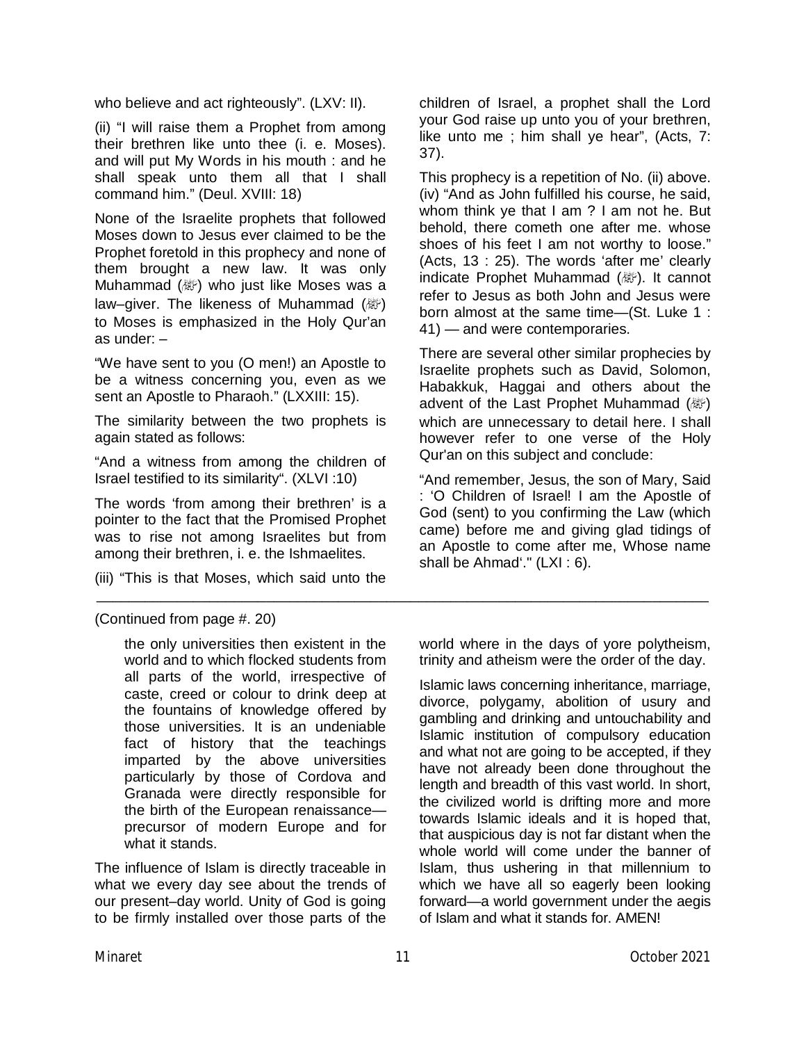who believe and act righteously". (LXV: II).

(ii) "I will raise them a Prophet from among their brethren like unto thee (i. e. Moses). and will put My Words in his mouth : and he shall speak unto them all that I shall command him." (Deul. XVIII: 18)

None of the Israelite prophets that followed Moses down to Jesus ever claimed to be the Prophet foretold in this prophecy and none of them brought a new law. It was only Muhammad (ﷺ) who just like Moses was a law–giver. The likeness of Muhammad (ﷺ) to Moses is emphasized in the Holy Qur'an as under: –

"We have sent to you (O men!) an Apostle to be a witness concerning you, even as we sent an Apostle to Pharaoh." (LXXIII: 15).

The similarity between the two prophets is again stated as follows:

"And a witness from among the children of Israel testified to its similarity". (XLVI :10)

The words 'from among their brethren' is a pointer to the fact that the Promised Prophet was to rise not among Israelites but from among their brethren, i. e. the Ishmaelites.

(iii) "This is that Moses, which said unto the children of Israel, a prophet shall the Lord your God raise up unto you of your brethren, like unto me ; him shall ye hear", (Acts, 7: 37).

This prophecy is a repetition of No. (ii) above. (iv) "And as John fulfilled his course, he said, whom think ye that I am ? I am not he. But behold, there cometh one after me. whose shoes of his feet I am not worthy to loose." (Acts, 13 : 25). The words 'after me' clearly indicate Prophet Muhammad (ﷺ). It cannot refer to Jesus as both John and Jesus were born almost at the same time—(St. Luke 1 : 41) — and were contemporaries.

There are several other similar prophecies by Israelite prophets such as David, Solomon, Habakkuk, Haggai and others about the advent of the Last Prophet Muhammad (ﷺ) which are unnecessary to detail here. I shall however refer to one verse of the Holy Qur'an on this subject and conclude:

"And remember, Jesus, the son of Mary, Said : 'O Children of Israel! I am the Apostle of God (sent) to you confirming the Law (which came) before me and giving glad tidings of an Apostle to come after me, Whose name shall be Ahmad'." (LXI : 6).

---

(Continued from page #. 20)

the only universities then existent in the world and to which flocked students from all parts of the world, irrespective of caste, creed or colour to drink deep at the fountains of knowledge offered by those universities. It is an undeniable fact of history that the teachings imparted by the above universities particularly by those of Cordova and Granada were directly responsible for the birth of the European renaissance—precursor of modern Europe and for what it stands.

The influence of Islam is directly traceable in what we every day see about the trends of our present–day world. Unity of God is going to be firmly installed over those parts of the world where in the days of yore polytheism, trinity and atheism were the order of the day.

Islamic laws concerning inheritance, marriage, divorce, polygamy, abolition of usury and gambling and drinking and untouchability and Islamic institution of compulsory education and what not are going to be accepted, if they have not already been done throughout the length and breadth of this vast world. In short, the civilized world is drifting more and more towards Islamic ideals and it is hoped that, that auspicious day is not far distant when the whole world will come under the banner of Islam, thus ushering in that millennium to which we have all so eagerly been looking forward—a world government under the aegis of Islam and what it stands for. AMEN!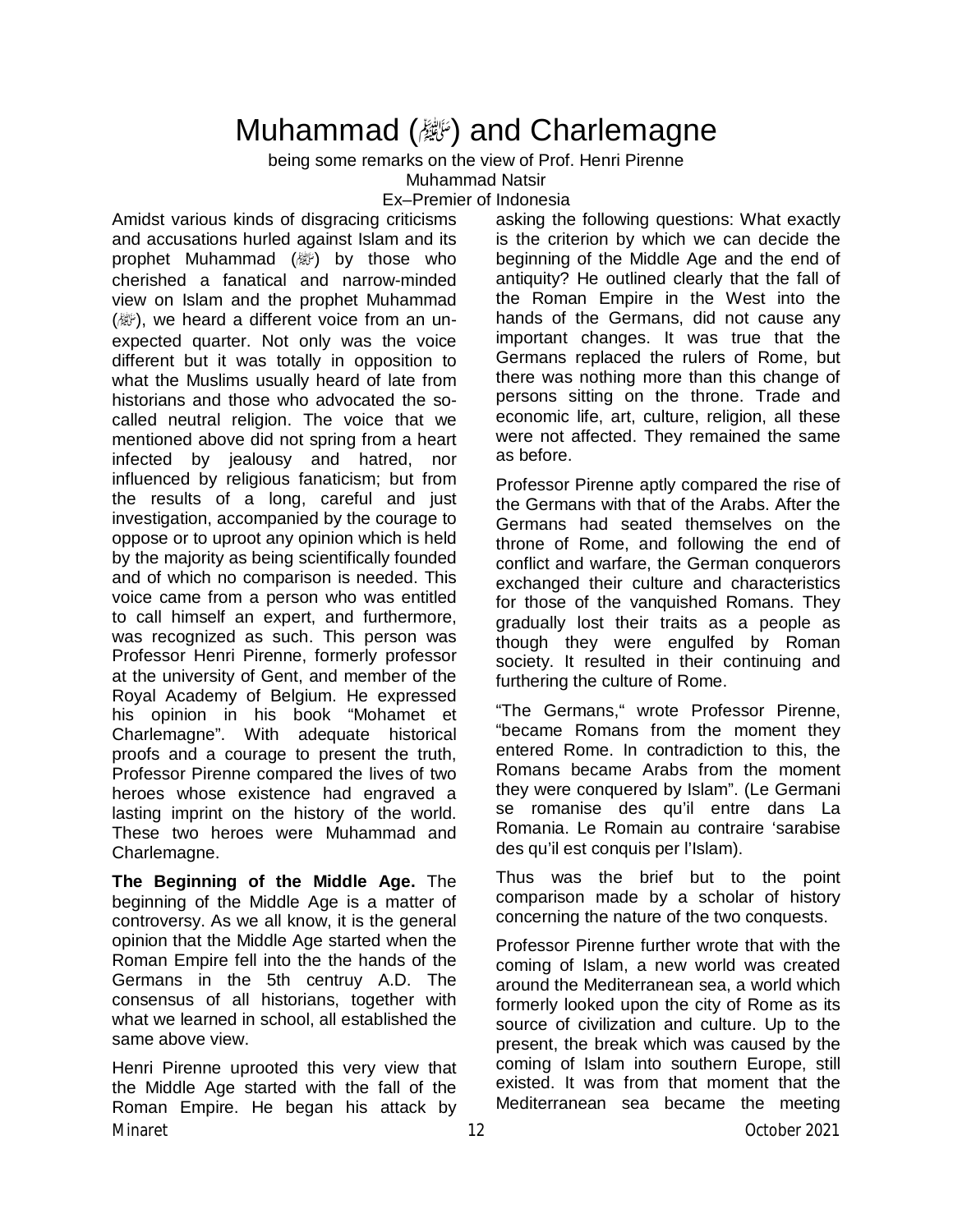# Muhammad (ﷺ) and Charlemagne

being some remarks on the view of Prof. Henri Pirenne

Muhammad Natsir

Ex–Premier of Indonesia

Amidst various kinds of disgracing criticisms and accusations hurled against Islam and its prophet Muhammad (ﷺ) by those who cherished a fanatical and narrow-minded view on Islam and the prophet Muhammad (ﷺ), we heard a different voice from an un-expected quarter. Not only was the voice different but it was totally in opposition to what the Muslims usually heard of late from historians and those who advocated the so-called neutral religion. The voice that we mentioned above did not spring from a heart infected by jealousy and hatred, nor influenced by religious fanaticism; but from the results of a long, careful and just investigation, accompanied by the courage to oppose or to uproot any opinion which is held by the majority as being scientifically founded and of which no comparison is needed. This voice came from a person who was entitled to call himself an expert, and furthermore, was recognized as such. This person was Professor Henri Pirenne, formerly professor at the university of Gent, and member of the Royal Academy of Belgium. He expressed his opinion in his book “Mohamet et Charlemagne”. With adequate historical proofs and a courage to present the truth, Professor Pirenne compared the lives of two heroes whose existence had engraved a lasting imprint on the history of the world. These two heroes were Muhammad and Charlemagne.

**The Beginning of the Middle Age.** The beginning of the Middle Age is a matter of controversy. As we all know, it is the general opinion that the Middle Age started when the Roman Empire fell into the the hands of the Germans in the 5th centruy A.D. The consensus of all historians, together with what we learned in school, all established the same above view.

Henri Pirenne uprooted this very view that the Middle Age started with the fall of the Roman Empire. He began his attack by asking the following questions: What exactly is the criterion by which we can decide the beginning of the Middle Age and the end of antiquity? He outlined clearly that the fall of the Roman Empire in the West into the hands of the Germans, did not cause any important changes. It was true that the Germans replaced the rulers of Rome, but there was nothing more than this change of persons sitting on the throne. Trade and economic life, art, culture, religion, all these were not affected. They remained the same as before.

Professor Pirenne aptly compared the rise of the Germans with that of the Arabs. After the Germans had seated themselves on the throne of Rome, and following the end of conflict and warfare, the German conquerors exchanged their culture and characteristics for those of the vanquished Romans. They gradually lost their traits as a people as though they were engulfed by Roman society. It resulted in their continuing and furthering the culture of Rome.

“The Germans,“ wrote Professor Pirenne, “became Romans from the moment they entered Rome. In contradiction to this, the Romans became Arabs from the moment they were conquered by Islam”. (Le Germani se romanise des qu’il entre dans La Romania. Le Romain au contraire ‘sarabise des qu’il est conquis per l’Islam).

Thus was the brief but to the point comparison made by a scholar of history concerning the nature of the two conquests.

Professor Pirenne further wrote that with the coming of Islam, a new world was created around the Mediterranean sea, a world which formerly looked upon the city of Rome as its source of civilization and culture. Up to the present, the break which was caused by the coming of Islam into southern Europe, still existed. It was from that moment that the Mediterranean sea became the meeting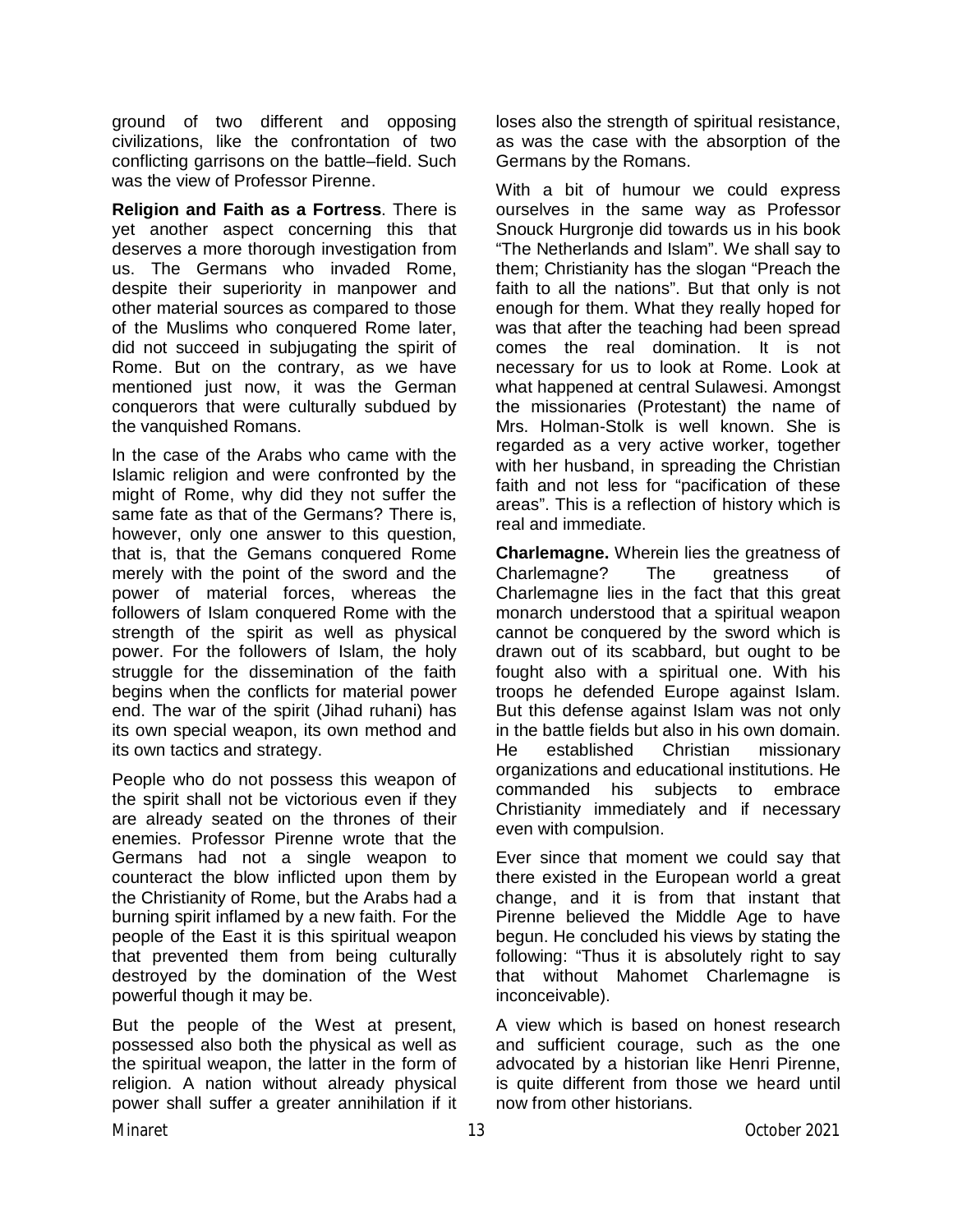ground of two different and opposing civilizations, like the confrontation of two conflicting garrisons on the battle–field. Such was the view of Professor Pirenne.

**Religion and Faith as a Fortress**. There is yet another aspect concerning this that deserves a more thorough investigation from us. The Germans who invaded Rome, despite their superiority in manpower and other material sources as compared to those of the Muslims who conquered Rome later, did not succeed in subjugating the spirit of Rome. But on the contrary, as we have mentioned just now, it was the German conquerors that were culturally subdued by the vanquished Romans.

ln the case of the Arabs who came with the Islamic religion and were confronted by the might of Rome, why did they not suffer the same fate as that of the Germans? There is, however, only one answer to this question, that is, that the Gemans conquered Rome merely with the point of the sword and the power of material forces, whereas the followers of Islam conquered Rome with the strength of the spirit as well as physical power. For the followers of Islam, the holy struggle for the dissemination of the faith begins when the conflicts for material power end. The war of the spirit (Jihad ruhani) has its own special weapon, its own method and its own tactics and strategy.

People who do not possess this weapon of the spirit shall not be victorious even if they are already seated on the thrones of their enemies. Professor Pirenne wrote that the Germans had not a single weapon to counteract the blow inflicted upon them by the Christianity of Rome, but the Arabs had a burning spirit inflamed by a new faith. For the people of the East it is this spiritual weapon that prevented them from being culturally destroyed by the domination of the West powerful though it may be.

But the people of the West at present, possessed also both the physical as well as the spiritual weapon, the latter in the form of religion. A nation without already physical power shall suffer a greater annihilation if it loses also the strength of spiritual resistance, as was the case with the absorption of the Germans by the Romans.

With a bit of humour we could express ourselves in the same way as Professor Snouck Hurgronje did towards us in his book "The Netherlands and Islam". We shall say to them; Christianity has the slogan "Preach the faith to all the nations". But that only is not enough for them. What they really hoped for was that after the teaching had been spread comes the real domination. It is not necessary for us to look at Rome. Look at what happened at central Sulawesi. Amongst the missionaries (Protestant) the name of Mrs. Holman-Stolk is well known. She is regarded as a very active worker, together with her husband, in spreading the Christian faith and not less for "pacification of these areas". This is a reflection of history which is real and immediate.

**Charlemagne.** Wherein lies the greatness of Charlemagne? The greatness of Charlemagne lies in the fact that this great monarch understood that a spiritual weapon cannot be conquered by the sword which is drawn out of its scabbard, but ought to be fought also with a spiritual one. With his troops he defended Europe against Islam. But this defense against Islam was not only in the battle fields but also in his own domain. He established Christian missionary organizations and educational institutions. He commanded his subjects to embrace Christianity immediately and if necessary even with compulsion.

Ever since that moment we could say that there existed in the European world a great change, and it is from that instant that Pirenne believed the Middle Age to have begun. He concluded his views by stating the following: "Thus it is absolutely right to say that without Mahomet Charlemagne is inconceivable).

A view which is based on honest research and sufficient courage, such as the one advocated by a historian like Henri Pirenne, is quite different from those we heard until now from other historians.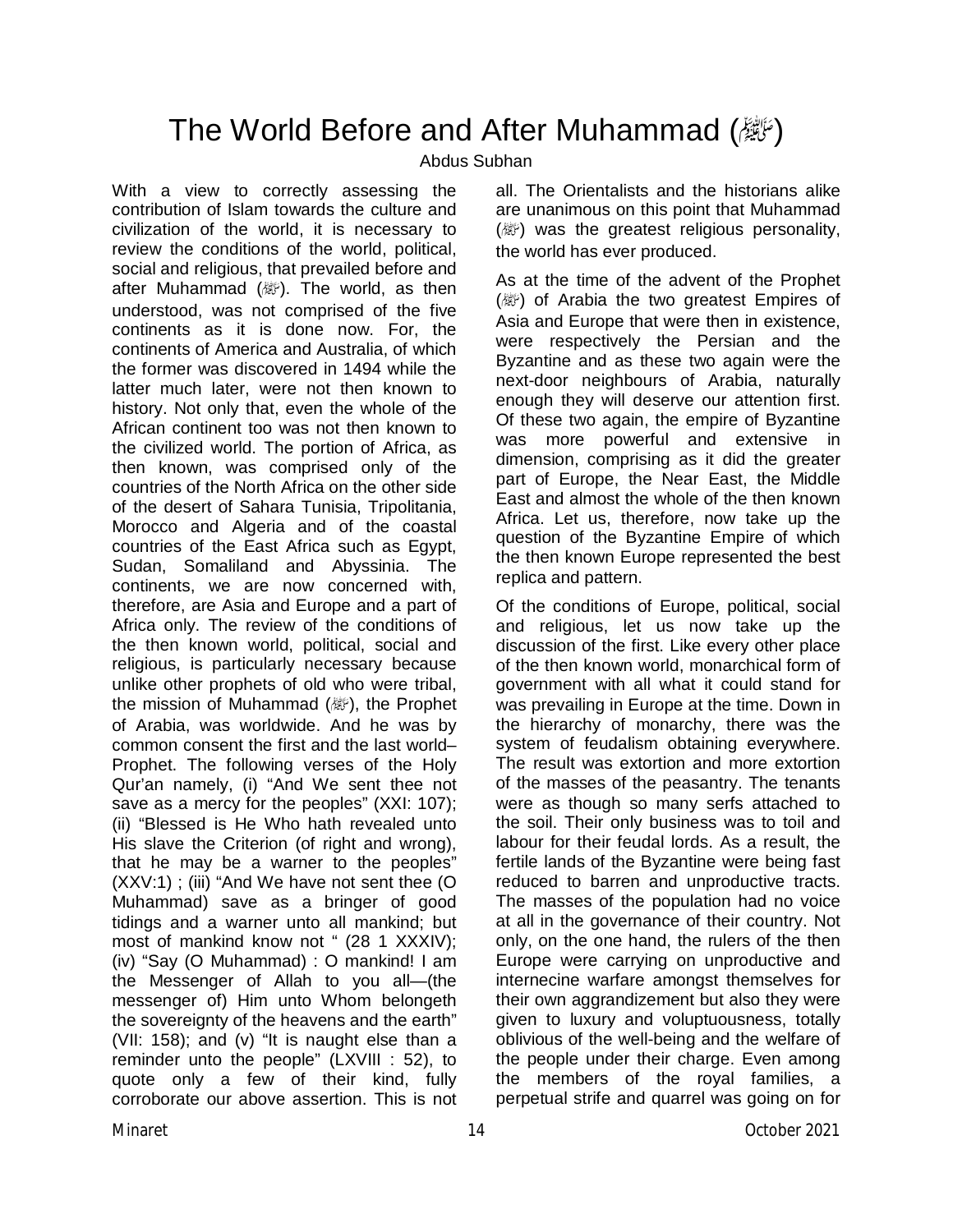# The World Before and After Muhammad (ﷺ)

Abdus Subhan

With a view to correctly assessing the contribution of Islam towards the culture and civilization of the world, it is necessary to review the conditions of the world, political, social and religious, that prevailed before and after Muhammad (ﷺ). The world, as then understood, was not comprised of the five continents as it is done now. For, the continents of America and Australia, of which the former was discovered in 1494 while the latter much later, were not then known to history. Not only that, even the whole of the African continent too was not then known to the civilized world. The portion of Africa, as then known, was comprised only of the countries of the North Africa on the other side of the desert of Sahara Tunisia, Tripolitania, Morocco and Algeria and of the coastal countries of the East Africa such as Egypt, Sudan, Somaliland and Abyssinia. The continents, we are now concerned with, therefore, are Asia and Europe and a part of Africa only. The review of the conditions of the then known world, political, social and religious, is particularly necessary because unlike other prophets of old who were tribal, the mission of Muhammad (ﷺ), the Prophet of Arabia, was worldwide. And he was by common consent the first and the last world–Prophet. The following verses of the Holy Qur'an namely, (i) "And We sent thee not save as a mercy for the peoples" (XXI: 107); (ii) "Blessed is He Who hath revealed unto His slave the Criterion (of right and wrong), that he may be a warner to the peoples" (XXV:1) ; (iii) "And We have not sent thee (O Muhammad) save as a bringer of good tidings and a warner unto all mankind; but most of mankind know not " (28 1 XXXIV); (iv) "Say (O Muhammad) : O mankind! I am the Messenger of Allah to you all—(the messenger of) Him unto Whom belongeth the sovereignty of the heavens and the earth" (VII: 158); and (v) "It is naught else than a reminder unto the people" (LXVIII : 52), to quote only a few of their kind, fully corroborate our above assertion. This is not all. The Orientalists and the historians alike are unanimous on this point that Muhammad (ﷺ) was the greatest religious personality, the world has ever produced.

As at the time of the advent of the Prophet (ﷺ) of Arabia the two greatest Empires of Asia and Europe that were then in existence, were respectively the Persian and the Byzantine and as these two again were the next-door neighbours of Arabia, naturally enough they will deserve our attention first. Of these two again, the empire of Byzantine was more powerful and extensive in dimension, comprising as it did the greater part of Europe, the Near East, the Middle East and almost the whole of the then known Africa. Let us, therefore, now take up the question of the Byzantine Empire of which the then known Europe represented the best replica and pattern.

Of the conditions of Europe, political, social and religious, let us now take up the discussion of the first. Like every other place of the then known world, monarchical form of government with all what it could stand for was prevailing in Europe at the time. Down in the hierarchy of monarchy, there was the system of feudalism obtaining everywhere. The result was extortion and more extortion of the masses of the peasantry. The tenants were as though so many serfs attached to the soil. Their only business was to toil and labour for their feudal lords. As a result, the fertile lands of the Byzantine were being fast reduced to barren and unproductive tracts. The masses of the population had no voice at all in the governance of their country. Not only, on the one hand, the rulers of the then Europe were carrying on unproductive and internecine warfare amongst themselves for their own aggrandizement but also they were given to luxury and voluptuousness, totally oblivious of the well-being and the welfare of the people under their charge. Even among the members of the royal families, a perpetual strife and quarrel was going on for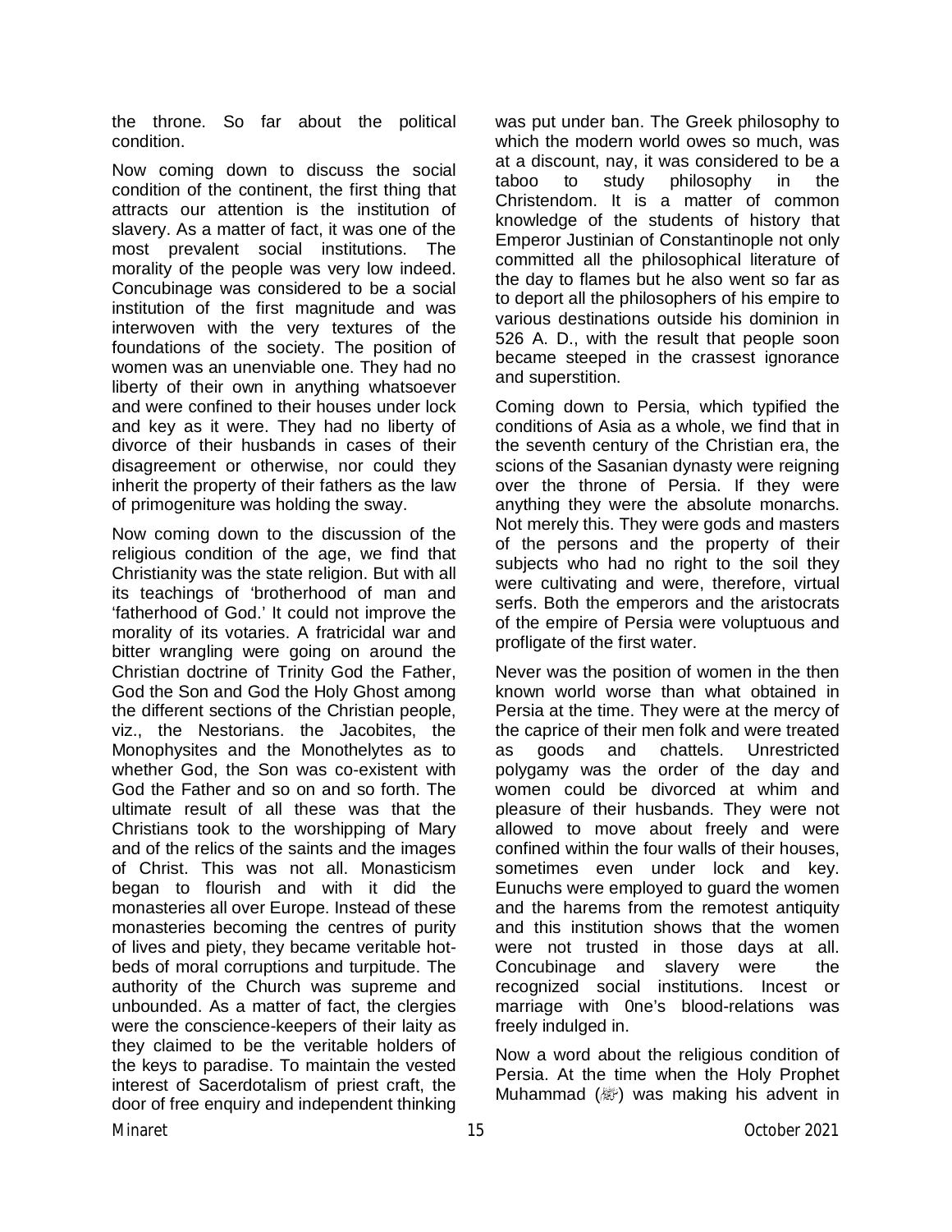the throne. So far about the political condition.

Now coming down to discuss the social condition of the continent, the first thing that attracts our attention is the institution of slavery. As a matter of fact, it was one of the most prevalent social institutions. The morality of the people was very low indeed. Concubinage was considered to be a social institution of the first magnitude and was interwoven with the very textures of the foundations of the society. The position of women was an unenviable one. They had no liberty of their own in anything whatsoever and were confined to their houses under lock and key as it were. They had no liberty of divorce of their husbands in cases of their disagreement or otherwise, nor could they inherit the property of their fathers as the law of primogeniture was holding the sway.

Now coming down to the discussion of the religious condition of the age, we find that Christianity was the state religion. But with all its teachings of 'brotherhood of man and 'fatherhood of God.' It could not improve the morality of its votaries. A fratricidal war and bitter wrangling were going on around the Christian doctrine of Trinity God the Father, God the Son and God the Holy Ghost among the different sections of the Christian people, viz., the Nestorians. the Jacobites, the Monophysites and the Monothelytes as to whether God, the Son was co-existent with God the Father and so on and so forth. The ultimate result of all these was that the Christians took to the worshipping of Mary and of the relics of the saints and the images of Christ. This was not all. Monasticism began to flourish and with it did the monasteries all over Europe. Instead of these monasteries becoming the centres of purity of lives and piety, they became veritable hot-beds of moral corruptions and turpitude. The authority of the Church was supreme and unbounded. As a matter of fact, the clergies were the conscience-keepers of their laity as they claimed to be the veritable holders of the keys to paradise. To maintain the vested interest of Sacerdotalism of priest craft, the door of free enquiry and independent thinking was put under ban. The Greek philosophy to which the modern world owes so much, was at a discount, nay, it was considered to be a taboo to study philosophy in the Christendom. It is a matter of common knowledge of the students of history that Emperor Justinian of Constantinople not only committed all the philosophical literature of the day to flames but he also went so far as to deport all the philosophers of his empire to various destinations outside his dominion in 526 A. D., with the result that people soon became steeped in the crassest ignorance and superstition.

Coming down to Persia, which typified the conditions of Asia as a whole, we find that in the seventh century of the Christian era, the scions of the Sasanian dynasty were reigning over the throne of Persia. If they were anything they were the absolute monarchs. Not merely this. They were gods and masters of the persons and the property of their subjects who had no right to the soil they were cultivating and were, therefore, virtual serfs. Both the emperors and the aristocrats of the empire of Persia were voluptuous and profligate of the first water.

Never was the position of women in the then known world worse than what obtained in Persia at the time. They were at the mercy of the caprice of their men folk and were treated as goods and chattels. Unrestricted polygamy was the order of the day and women could be divorced at whim and pleasure of their husbands. They were not allowed to move about freely and were confined within the four walls of their houses, sometimes even under lock and key. Eunuchs were employed to guard the women and the harems from the remotest antiquity and this institution shows that the women were not trusted in those days at all. Concubinage and slavery were the recognized social institutions. Incest or marriage with 0ne's blood-relations was freely indulged in.

Now a word about the religious condition of Persia. At the time when the Holy Prophet Muhammad (ﷺ) was making his advent in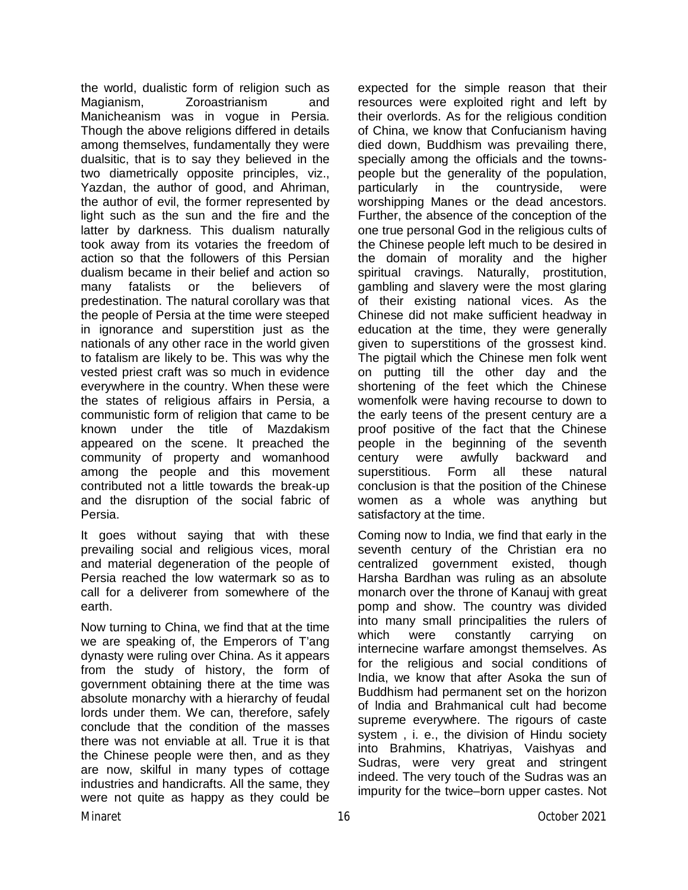the world, dualistic form of religion such as Magianism, Zoroastrianism and Manicheanism was in vogue in Persia. Though the above religions differed in details among themselves, fundamentally they were dualsitic, that is to say they believed in the two diametrically opposite principles, viz., Yazdan, the author of good, and Ahriman, the author of evil, the former represented by light such as the sun and the fire and the latter by darkness. This dualism naturally took away from its votaries the freedom of action so that the followers of this Persian dualism became in their belief and action so many fatalists or the believers of predestination. The natural corollary was that the people of Persia at the time were steeped in ignorance and superstition just as the nationals of any other race in the world given to fatalism are likely to be. This was why the vested priest craft was so much in evidence everywhere in the country. When these were the states of religious affairs in Persia, a communistic form of religion that came to be known under the title of Mazdakism appeared on the scene. It preached the community of property and womanhood among the people and this movement contributed not a little towards the break-up and the disruption of the social fabric of Persia.

It goes without saying that with these prevailing social and religious vices, moral and material degeneration of the people of Persia reached the low watermark so as to call for a deliverer from somewhere of the earth.

Now turning to China, we find that at the time we are speaking of, the Emperors of T'ang dynasty were ruling over China. As it appears from the study of history, the form of government obtaining there at the time was absolute monarchy with a hierarchy of feudal lords under them. We can, therefore, safely conclude that the condition of the masses there was not enviable at all. True it is that the Chinese people were then, and as they are now, skilful in many types of cottage industries and handicrafts. All the same, they were not quite as happy as they could be expected for the simple reason that their resources were exploited right and left by their overlords. As for the religious condition of China, we know that Confucianism having died down, Buddhism was prevailing there, specially among the officials and the towns-people but the generality of the population, particularly in the countryside, were worshipping Manes or the dead ancestors. Further, the absence of the conception of the one true personal God in the religious cults of the Chinese people left much to be desired in the domain of morality and the higher spiritual cravings. Naturally, prostitution, gambling and slavery were the most glaring of their existing national vices. As the Chinese did not make sufficient headway in education at the time, they were generally given to superstitions of the grossest kind. The pigtail which the Chinese men folk went on putting till the other day and the shortening of the feet which the Chinese womenfolk were having recourse to down to the early teens of the present century are a proof positive of the fact that the Chinese people in the beginning of the seventh century were awfully backward and superstitious. Form all these natural conclusion is that the position of the Chinese women as a whole was anything but satisfactory at the time.

Coming now to India, we find that early in the seventh century of the Christian era no centralized government existed, though Harsha Bardhan was ruling as an absolute monarch over the throne of Kanauj with great pomp and show. The country was divided into many small principalities the rulers of which were constantly carrying on internecine warfare amongst themselves. As for the religious and social conditions of India, we know that after Asoka the sun of Buddhism had permanent set on the horizon of India and Brahmanical cult had become supreme everywhere. The rigours of caste system , i. e., the division of Hindu society into Brahmins, Khatriyas, Vaishyas and Sudras, were very great and stringent indeed. The very touch of the Sudras was an impurity for the twice–born upper castes. Not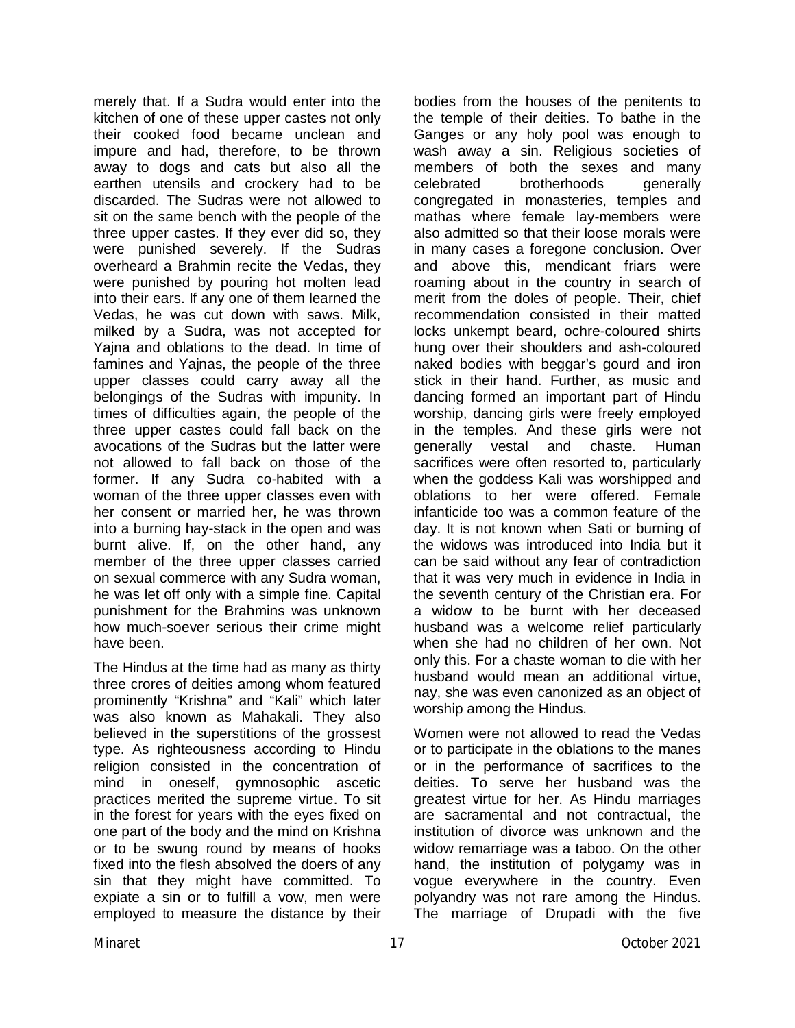merely that. If a Sudra would enter into the kitchen of one of these upper castes not only their cooked food became unclean and impure and had, therefore, to be thrown away to dogs and cats but also all the earthen utensils and crockery had to be discarded. The Sudras were not allowed to sit on the same bench with the people of the three upper castes. If they ever did so, they were punished severely. If the Sudras overheard a Brahmin recite the Vedas, they were punished by pouring hot molten lead into their ears. If any one of them learned the Vedas, he was cut down with saws. Milk, milked by a Sudra, was not accepted for Yajna and oblations to the dead. In time of famines and Yajnas, the people of the three upper classes could carry away all the belongings of the Sudras with impunity. In times of difficulties again, the people of the three upper castes could fall back on the avocations of the Sudras but the latter were not allowed to fall back on those of the former. If any Sudra co-habited with a woman of the three upper classes even with her consent or married her, he was thrown into a burning hay-stack in the open and was burnt alive. If, on the other hand, any member of the three upper classes carried on sexual commerce with any Sudra woman, he was let off only with a simple fine. Capital punishment for the Brahmins was unknown how much-soever serious their crime might have been.

The Hindus at the time had as many as thirty three crores of deities among whom featured prominently "Krishna" and "Kali" which later was also known as Mahakali. They also believed in the superstitions of the grossest type. As righteousness according to Hindu religion consisted in the concentration of mind in oneself, gymnosophic ascetic practices merited the supreme virtue. To sit in the forest for years with the eyes fixed on one part of the body and the mind on Krishna or to be swung round by means of hooks fixed into the flesh absolved the doers of any sin that they might have committed. To expiate a sin or to fulfill a vow, men were employed to measure the distance by their bodies from the houses of the penitents to the temple of their deities. To bathe in the Ganges or any holy pool was enough to wash away a sin. Religious societies of members of both the sexes and many celebrated brotherhoods generally congregated in monasteries, temples and mathas where female lay-members were also admitted so that their loose morals were in many cases a foregone conclusion. Over and above this, mendicant friars were roaming about in the country in search of merit from the doles of people. Their, chief recommendation consisted in their matted locks unkempt beard, ochre-coloured shirts hung over their shoulders and ash-coloured naked bodies with beggar's gourd and iron stick in their hand. Further, as music and dancing formed an important part of Hindu worship, dancing girls were freely employed in the temples. And these girls were not generally vestal and chaste. Human sacrifices were often resorted to, particularly when the goddess Kali was worshipped and oblations to her were offered. Female infanticide too was a common feature of the day. It is not known when Sati or burning of the widows was introduced into India but it can be said without any fear of contradiction that it was very much in evidence in India in the seventh century of the Christian era. For a widow to be burnt with her deceased husband was a welcome relief particularly when she had no children of her own. Not only this. For a chaste woman to die with her husband would mean an additional virtue, nay, she was even canonized as an object of worship among the Hindus.

Women were not allowed to read the Vedas or to participate in the oblations to the manes or in the performance of sacrifices to the deities. To serve her husband was the greatest virtue for her. As Hindu marriages are sacramental and not contractual, the institution of divorce was unknown and the widow remarriage was a taboo. On the other hand, the institution of polygamy was in vogue everywhere in the country. Even polyandry was not rare among the Hindus. The marriage of Drupadi with the five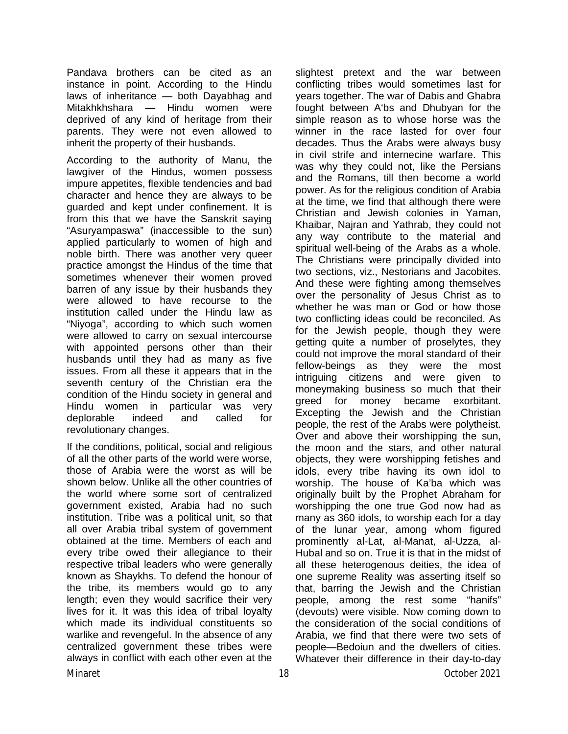Pandava brothers can be cited as an instance in point. According to the Hindu laws of inheritance — both Dayabhag and Mitakhkhshara — Hindu women were deprived of any kind of heritage from their parents. They were not even allowed to inherit the property of their husbands.

According to the authority of Manu, the lawgiver of the Hindus, women possess impure appetites, flexible tendencies and bad character and hence they are always to be guarded and kept under confinement. It is from this that we have the Sanskrit saying "Asuryampaswa" (inaccessible to the sun) applied particularly to women of high and noble birth. There was another very queer practice amongst the Hindus of the time that sometimes whenever their women proved barren of any issue by their husbands they were allowed to have recourse to the institution called under the Hindu law as "Niyoga", according to which such women were allowed to carry on sexual intercourse with appointed persons other than their husbands until they had as many as five issues. From all these it appears that in the seventh century of the Christian era the condition of the Hindu society in general and Hindu women in particular was very deplorable indeed and called for revolutionary changes.

If the conditions, political, social and religious of all the other parts of the world were worse, those of Arabia were the worst as will be shown below. Unlike all the other countries of the world where some sort of centralized government existed, Arabia had no such institution. Tribe was a political unit, so that all over Arabia tribal system of government obtained at the time. Members of each and every tribe owed their allegiance to their respective tribal leaders who were generally known as Shaykhs. To defend the honour of the tribe, its members would go to any length; even they would sacrifice their very lives for it. It was this idea of tribal loyalty which made its individual constituents so warlike and revengeful. In the absence of any centralized government these tribes were always in conflict with each other even at the slightest pretext and the war between conflicting tribes would sometimes last for years together. The war of Dabis and Ghabra fought between A'bs and Dhubyan for the simple reason as to whose horse was the winner in the race lasted for over four decades. Thus the Arabs were always busy in civil strife and internecine warfare. This was why they could not, like the Persians and the Romans, till then become a world power. As for the religious condition of Arabia at the time, we find that although there were Christian and Jewish colonies in Yaman, Khaibar, Najran and Yathrab, they could not any way contribute to the material and spiritual well-being of the Arabs as a whole. The Christians were principally divided into two sections, viz., Nestorians and Jacobites. And these were fighting among themselves over the personality of Jesus Christ as to whether he was man or God or how those two conflicting ideas could be reconciled. As for the Jewish people, though they were getting quite a number of proselytes, they could not improve the moral standard of their fellow-beings as they were the most intriguing citizens and were given to moneymaking business so much that their greed for money became exorbitant. Excepting the Jewish and the Christian people, the rest of the Arabs were polytheist. Over and above their worshipping the sun, the moon and the stars, and other natural objects, they were worshipping fetishes and idols, every tribe having its own idol to worship. The house of Ka'ba which was originally built by the Prophet Abraham for worshipping the one true God now had as many as 360 idols, to worship each for a day of the lunar year, among whom figured prominently al-Lat, al-Manat, al-Uzza, al-Hubal and so on. True it is that in the midst of all these heterogenous deities, the idea of one supreme Reality was asserting itself so that, barring the Jewish and the Christian people, among the rest some "hanifs" (devouts) were visible. Now coming down to the consideration of the social conditions of Arabia, we find that there were two sets of people—Bedoiun and the dwellers of cities. Whatever their difference in their day-to-day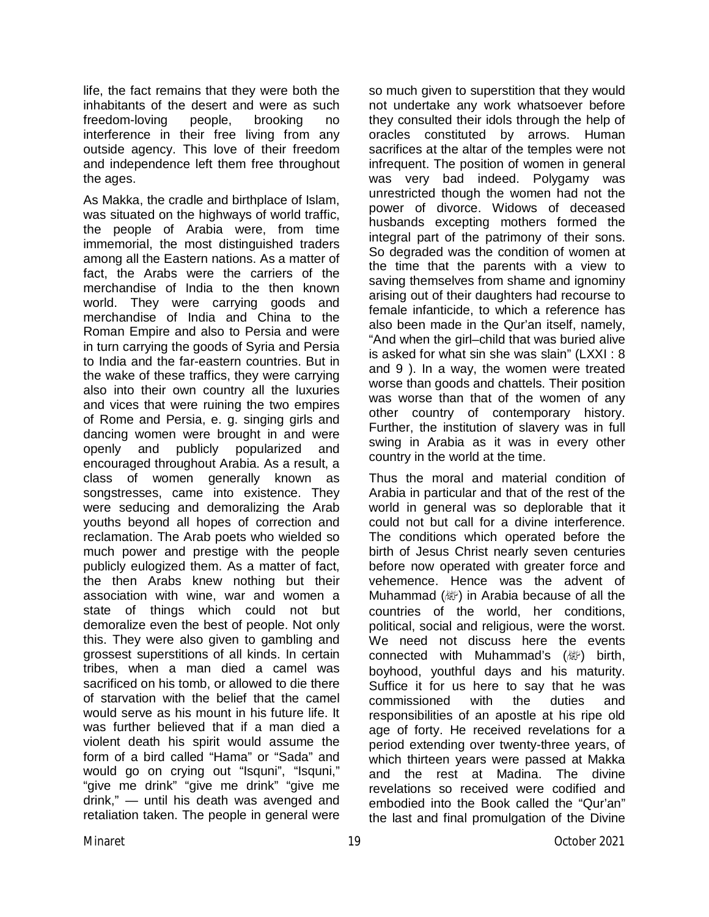life, the fact remains that they were both the inhabitants of the desert and were as such freedom-loving people, brooking no interference in their free living from any outside agency. This love of their freedom and independence left them free throughout the ages.

As Makka, the cradle and birthplace of Islam, was situated on the highways of world traffic, the people of Arabia were, from time immemorial, the most distinguished traders among all the Eastern nations. As a matter of fact, the Arabs were the carriers of the merchandise of India to the then known world. They were carrying goods and merchandise of India and China to the Roman Empire and also to Persia and were in turn carrying the goods of Syria and Persia to India and the far-eastern countries. But in the wake of these traffics, they were carrying also into their own country all the luxuries and vices that were ruining the two empires of Rome and Persia, e. g. singing girls and dancing women were brought in and were openly and publicly popularized and encouraged throughout Arabia. As a result, a class of women generally known as songstresses, came into existence. They were seducing and demoralizing the Arab youths beyond all hopes of correction and reclamation. The Arab poets who wielded so much power and prestige with the people publicly eulogized them. As a matter of fact, the then Arabs knew nothing but their association with wine, war and women a state of things which could not but demoralize even the best of people. Not only this. They were also given to gambling and grossest superstitions of all kinds. In certain tribes, when a man died a camel was sacrificed on his tomb, or allowed to die there of starvation with the belief that the camel would serve as his mount in his future life. It was further believed that if a man died a violent death his spirit would assume the form of a bird called "Hama" or "Sada" and would go on crying out "Isquni", "Isquni," "give me drink" "give me drink" "give me drink," — until his death was avenged and retaliation taken. The people in general were so much given to superstition that they would not undertake any work whatsoever before they consulted their idols through the help of oracles constituted by arrows. Human sacrifices at the altar of the temples were not infrequent. The position of women in general was very bad indeed. Polygamy was unrestricted though the women had not the power of divorce. Widows of deceased husbands excepting mothers formed the integral part of the patrimony of their sons. So degraded was the condition of women at the time that the parents with a view to saving themselves from shame and ignominy arising out of their daughters had recourse to female infanticide, to which a reference has also been made in the Qur'an itself, namely, "And when the girl–child that was buried alive is asked for what sin she was slain" (LXXI : 8 and 9 ). In a way, the women were treated worse than goods and chattels. Their position was worse than that of the women of any other country of contemporary history. Further, the institution of slavery was in full swing in Arabia as it was in every other country in the world at the time.

Thus the moral and material condition of Arabia in particular and that of the rest of the world in general was so deplorable that it could not but call for a divine interference. The conditions which operated before the birth of Jesus Christ nearly seven centuries before now operated with greater force and vehemence. Hence was the advent of Muhammad (ﷺ) in Arabia because of all the countries of the world, her conditions, political, social and religious, were the worst. We need not discuss here the events connected with Muhammad's (ﷺ) birth, boyhood, youthful days and his maturity. Suffice it for us here to say that he was commissioned with the duties and responsibilities of an apostle at his ripe old age of forty. He received revelations for a period extending over twenty-three years, of which thirteen years were passed at Makka and the rest at Madina. The divine revelations so received were codified and embodied into the Book called the "Qur'an" the last and final promulgation of the Divine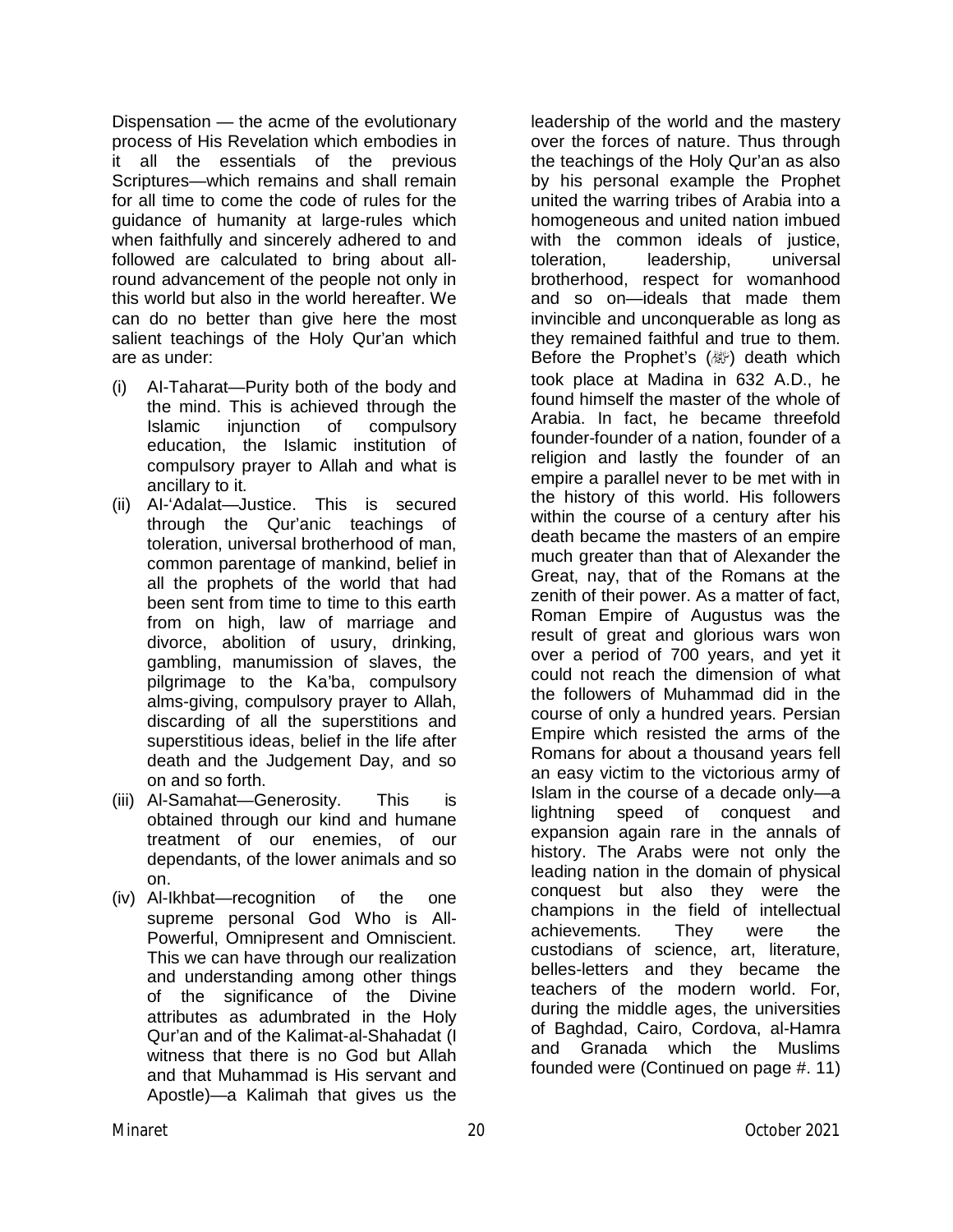Dispensation — the acme of the evolutionary process of His Revelation which embodies in it all the essentials of the previous Scriptures—which remains and shall remain for all time to come the code of rules for the guidance of humanity at large-rules which when faithfully and sincerely adhered to and followed are calculated to bring about all-round advancement of the people not only in this world but also in the world hereafter. We can do no better than give here the most salient teachings of the Holy Qur'an which are as under:

(i) Al-Taharat—Purity both of the body and the mind. This is achieved through the Islamic injunction of compulsory education, the Islamic institution of compulsory prayer to Allah and what is ancillary to it.

(ii) Al-'Adalat—Justice. This is secured through the Qur'anic teachings of toleration, universal brotherhood of man, common parentage of mankind, belief in all the prophets of the world that had been sent from time to time to this earth from on high, law of marriage and divorce, abolition of usury, drinking, gambling, manumission of slaves, the pilgrimage to the Ka'ba, compulsory alms-giving, compulsory prayer to Allah, discarding of all the superstitions and superstitious ideas, belief in the life after death and the Judgement Day, and so on and so forth.

(iii) Al-Samahat—Generosity. This is obtained through our kind and humane treatment of our enemies, of our dependants, of the lower animals and so on.

(iv) Al-Ikhbat—recognition of the one supreme personal God Who is All-Powerful, Omnipresent and Omniscient. This we can have through our realization and understanding among other things of the significance of the Divine attributes as adumbrated in the Holy Qur'an and of the Kalimat-al-Shahadat (I witness that there is no God but Allah and that Muhammad is His servant and Apostle)—a Kalimah that gives us the leadership of the world and the mastery over the forces of nature. Thus through the teachings of the Holy Qur'an as also by his personal example the Prophet united the warring tribes of Arabia into a homogeneous and united nation imbued with the common ideals of justice, toleration, leadership, universal brotherhood, respect for womanhood and so on—ideals that made them invincible and unconquerable as long as they remained faithful and true to them. Before the Prophet's (ﷺ) death which took place at Madina in 632 A.D., he found himself the master of the whole of Arabia. In fact, he became threefold founder-founder of a nation, founder of a religion and lastly the founder of an empire a parallel never to be met with in the history of this world. His followers within the course of a century after his death became the masters of an empire much greater than that of Alexander the Great, nay, that of the Romans at the zenith of their power. As a matter of fact, Roman Empire of Augustus was the result of great and glorious wars won over a period of 700 years, and yet it could not reach the dimension of what the followers of Muhammad did in the course of only a hundred years. Persian Empire which resisted the arms of the Romans for about a thousand years fell an easy victim to the victorious army of Islam in the course of a decade only—a lightning speed of conquest and expansion again rare in the annals of history. The Arabs were not only the leading nation in the domain of physical conquest but also they were the champions in the field of intellectual achievements. They were the custodians of science, art, literature, belles-letters and they became the teachers of the modern world. For, during the middle ages, the universities of Baghdad, Cairo, Cordova, al-Hamra and Granada which the Muslims founded were (Continued on page #. 11)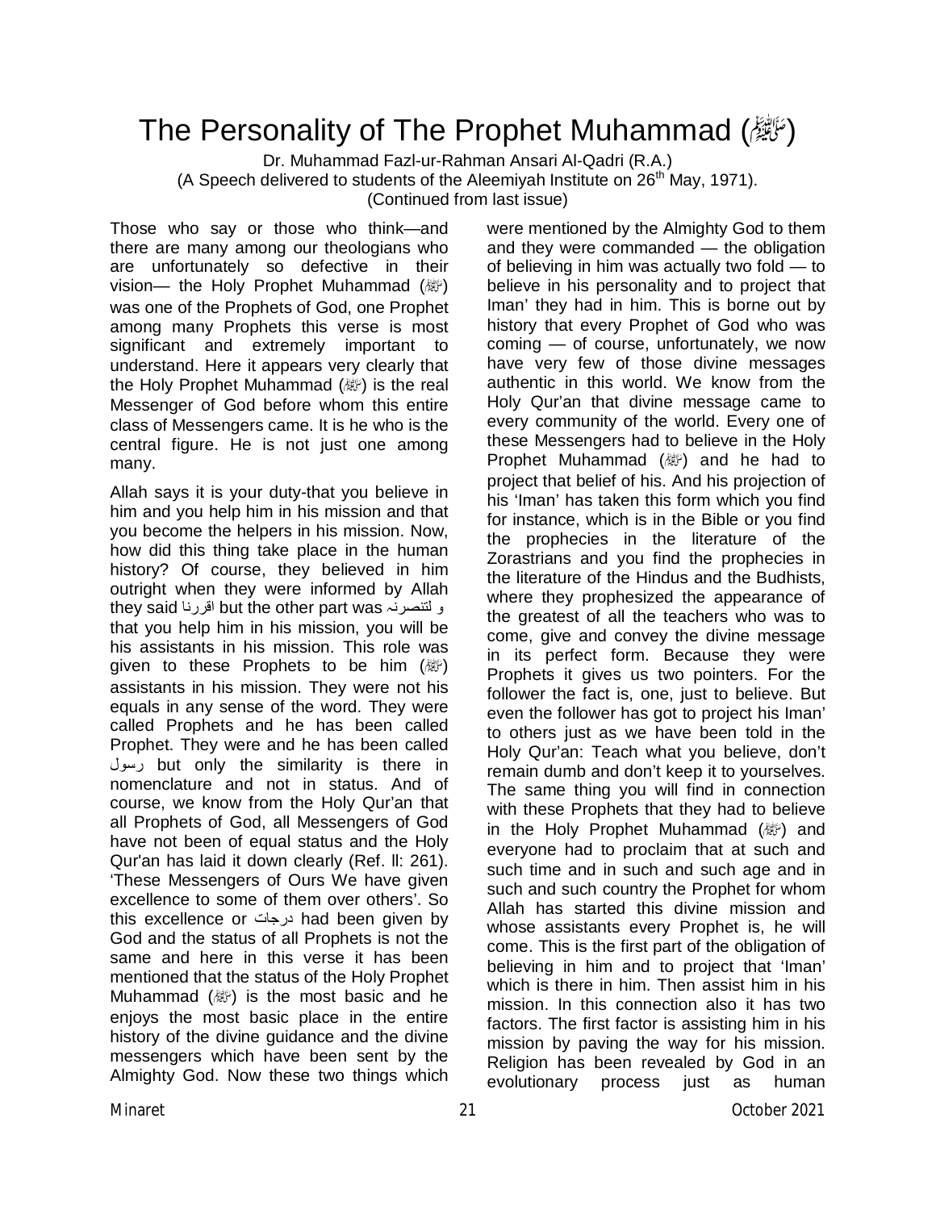# The Personality of The Prophet Muhammad (ﷺ)

Dr. Muhammad Fazl-ur-Rahman Ansari Al-Qadri (R.A.)
(A Speech delivered to students of the Aleemiyah Institute on 26th May, 1971).
(Continued from last issue)

Those who say or those who think—and there are many among our theologians who are unfortunately so defective in their vision— the Holy Prophet Muhammad (ﷺ) was one of the Prophets of God, one Prophet among many Prophets this verse is most significant and extremely important to understand. Here it appears very clearly that the Holy Prophet Muhammad (ﷺ) is the real Messenger of God before whom this entire class of Messengers came. It is he who is the central figure. He is not just one among many.

Allah says it is your duty-that you believe in him and you help him in his mission and that you become the helpers in his mission. Now, how did this thing take place in the human history? Of course, they believed in him outright when they were informed by Allah they said اقررنا but the other part was و لتنصرنہ that you help him in his mission, you will be his assistants in his mission. This role was given to these Prophets to be him (ﷺ) assistants in his mission. They were not his equals in any sense of the word. They were called Prophets and he has been called Prophet. They were and he has been called رسول but only the similarity is there in nomenclature and not in status. And of course, we know from the Holy Qur'an that all Prophets of God, all Messengers of God have not been of equal status and the Holy Qur'an has laid it down clearly (Ref. ll: 261). 'These Messengers of Ours We have given excellence to some of them over others'. So this excellence or درجات had been given by God and the status of all Prophets is not the same and here in this verse it has been mentioned that the status of the Holy Prophet Muhammad (ﷺ) is the most basic and he enjoys the most basic place in the entire history of the divine guidance and the divine messengers which have been sent by the Almighty God. Now these two things which were mentioned by the Almighty God to them and they were commanded — the obligation of believing in him was actually two fold — to believe in his personality and to project that Iman' they had in him. This is borne out by history that every Prophet of God who was coming — of course, unfortunately, we now have very few of those divine messages authentic in this world. We know from the Holy Qur'an that divine message came to every community of the world. Every one of these Messengers had to believe in the Holy Prophet Muhammad (ﷺ) and he had to project that belief of his. And his projection of his 'Iman' has taken this form which you find for instance, which is in the Bible or you find the prophecies in the literature of the Zorastrians and you find the prophecies in the literature of the Hindus and the Budhists, where they prophesized the appearance of the greatest of all the teachers who was to come, give and convey the divine message in its perfect form. Because they were Prophets it gives us two pointers. For the follower the fact is, one, just to believe. But even the follower has got to project his Iman' to others just as we have been told in the Holy Qur'an: Teach what you believe, don't remain dumb and don't keep it to yourselves. The same thing you will find in connection with these Prophets that they had to believe in the Holy Prophet Muhammad (ﷺ) and everyone had to proclaim that at such and such time and in such and such age and in such and such country the Prophet for whom Allah has started this divine mission and whose assistants every Prophet is, he will come. This is the first part of the obligation of believing in him and to project that 'Iman' which is there in him. Then assist him in his mission. In this connection also it has two factors. The first factor is assisting him in his mission by paving the way for his mission. Religion has been revealed by God in an evolutionary process just as human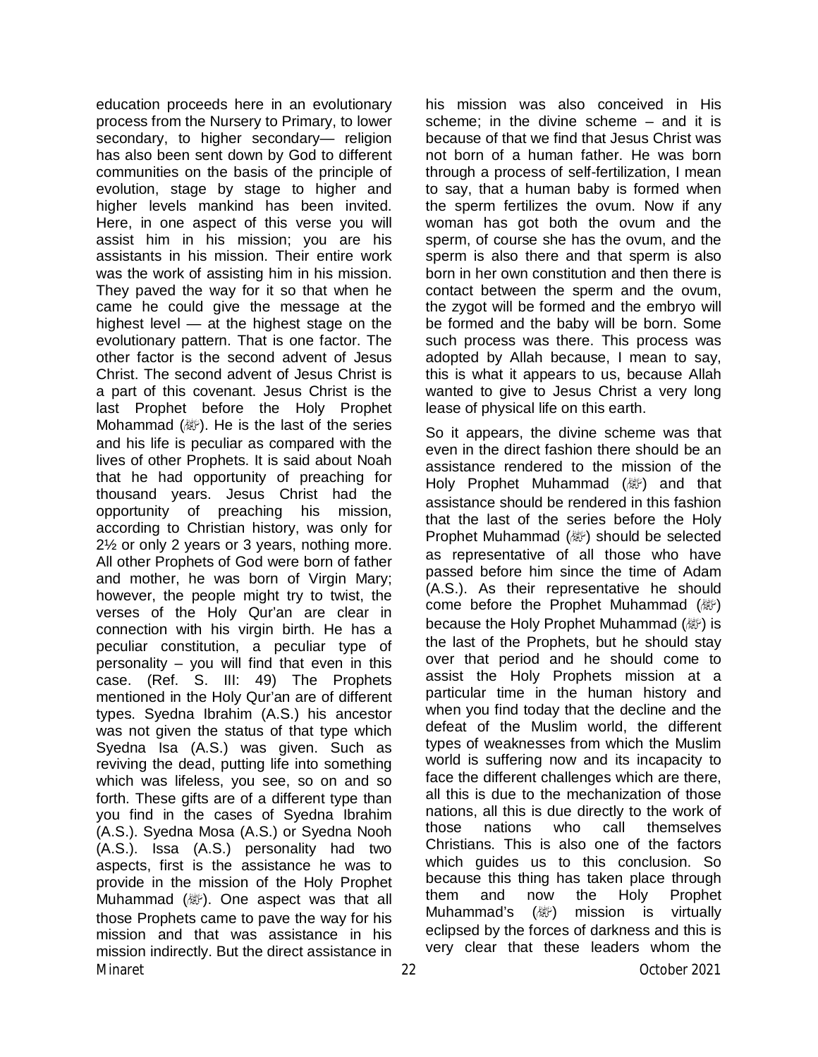education proceeds here in an evolutionary process from the Nursery to Primary, to lower secondary, to higher secondary— religion has also been sent down by God to different communities on the basis of the principle of evolution, stage by stage to higher and higher levels mankind has been invited. Here, in one aspect of this verse you will assist him in his mission; you are his assistants in his mission. Their entire work was the work of assisting him in his mission. They paved the way for it so that when he came he could give the message at the highest level — at the highest stage on the evolutionary pattern. That is one factor. The other factor is the second advent of Jesus Christ. The second advent of Jesus Christ is a part of this covenant. Jesus Christ is the last Prophet before the Holy Prophet Mohammad (ﷺ). He is the last of the series and his life is peculiar as compared with the lives of other Prophets. It is said about Noah that he had opportunity of preaching for thousand years. Jesus Christ had the opportunity of preaching his mission, according to Christian history, was only for 2½ or only 2 years or 3 years, nothing more. All other Prophets of God were born of father and mother, he was born of Virgin Mary; however, the people might try to twist, the verses of the Holy Qur'an are clear in connection with his virgin birth. He has a peculiar constitution, a peculiar type of personality – you will find that even in this case. (Ref. S. III: 49) The Prophets mentioned in the Holy Qur'an are of different types. Syedna Ibrahim (A.S.) his ancestor was not given the status of that type which Syedna Isa (A.S.) was given. Such as reviving the dead, putting life into something which was lifeless, you see, so on and so forth. These gifts are of a different type than you find in the cases of Syedna Ibrahim (A.S.). Syedna Mosa (A.S.) or Syedna Nooh (A.S.). Issa (A.S.) personality had two aspects, first is the assistance he was to provide in the mission of the Holy Prophet Muhammad (ﷺ). One aspect was that all those Prophets came to pave the way for his mission and that was assistance in his mission indirectly. But the direct assistance in his mission was also conceived in His scheme; in the divine scheme – and it is because of that we find that Jesus Christ was not born of a human father. He was born through a process of self-fertilization, I mean to say, that a human baby is formed when the sperm fertilizes the ovum. Now if any woman has got both the ovum and the sperm, of course she has the ovum, and the sperm is also there and that sperm is also born in her own constitution and then there is contact between the sperm and the ovum, the zygot will be formed and the embryo will be formed and the baby will be born. Some such process was there. This process was adopted by Allah because, I mean to say, this is what it appears to us, because Allah wanted to give to Jesus Christ a very long lease of physical life on this earth.

So it appears, the divine scheme was that even in the direct fashion there should be an assistance rendered to the mission of the Holy Prophet Muhammad (ﷺ) and that assistance should be rendered in this fashion that the last of the series before the Holy Prophet Muhammad (ﷺ) should be selected as representative of all those who have passed before him since the time of Adam (A.S.). As their representative he should come before the Prophet Muhammad (ﷺ) because the Holy Prophet Muhammad (ﷺ) is the last of the Prophets, but he should stay over that period and he should come to assist the Holy Prophets mission at a particular time in the human history and when you find today that the decline and the defeat of the Muslim world, the different types of weaknesses from which the Muslim world is suffering now and its incapacity to face the different challenges which are there, all this is due to the mechanization of those nations, all this is due directly to the work of those nations who call themselves Christians. This is also one of the factors which guides us to this conclusion. So because this thing has taken place through them and now the Holy Prophet Muhammad's (ﷺ) mission is virtually eclipsed by the forces of darkness and this is very clear that these leaders whom the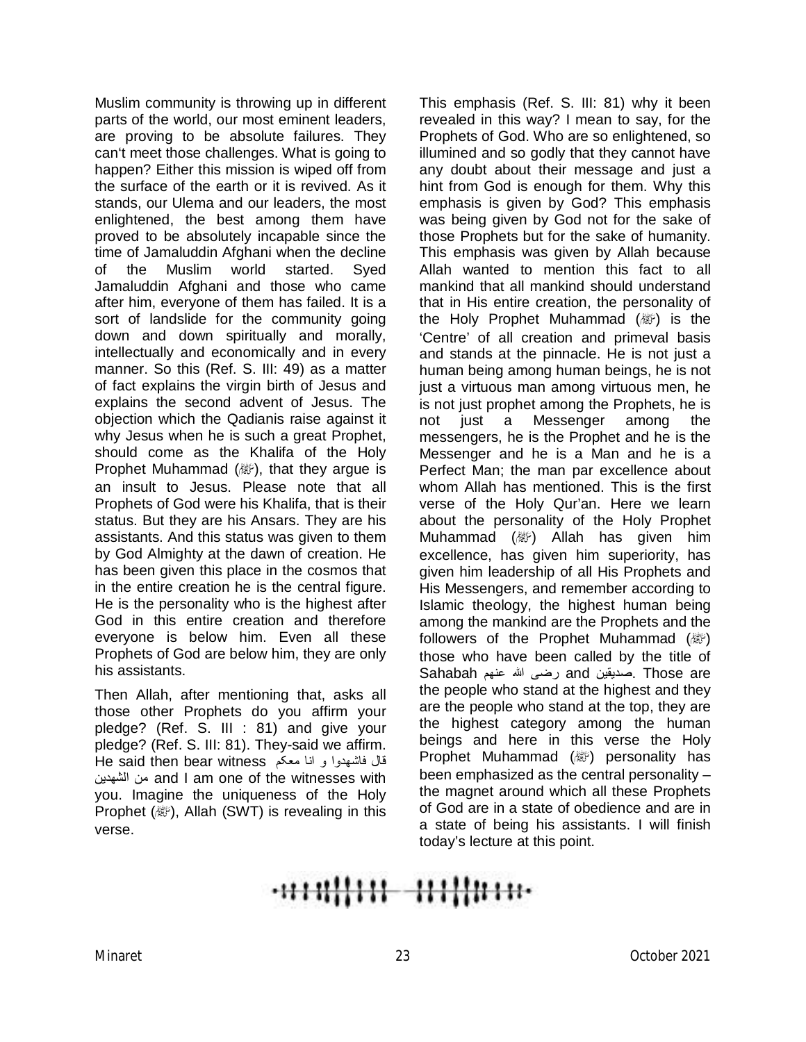Muslim community is throwing up in different parts of the world, our most eminent leaders, are proving to be absolute failures. They can't meet those challenges. What is going to happen? Either this mission is wiped off from the surface of the earth or it is revived. As it stands, our Ulema and our leaders, the most enlightened, the best among them have proved to be absolutely incapable since the time of Jamaluddin Afghani when the decline of the Muslim world started. Syed Jamaluddin Afghani and those who came after him, everyone of them has failed. It is a sort of landslide for the community going down and down spiritually and morally, intellectually and economically and in every manner. So this (Ref. S. III: 49) as a matter of fact explains the virgin birth of Jesus and explains the second advent of Jesus. The objection which the Qadianis raise against it why Jesus when he is such a great Prophet, should come as the Khalifa of the Holy Prophet Muhammad (ﷺ), that they argue is an insult to Jesus. Please note that all Prophets of God were his Khalifa, that is their status. But they are his Ansars. They are his assistants. And this status was given to them by God Almighty at the dawn of creation. He has been given this place in the cosmos that in the entire creation he is the central figure. He is the personality who is the highest after God in this entire creation and therefore everyone is below him. Even all these Prophets of God are below him, they are only his assistants.

Then Allah, after mentioning that, asks all those other Prophets do you affirm your pledge? (Ref. S. III : 81) and give your pledge? (Ref. S. III: 81). They-said we affirm. He said then bear witness قال فاشهدوا و انا معكم من الشهدين and I am one of the witnesses with you. Imagine the uniqueness of the Holy Prophet (ﷺ), Allah (SWT) is revealing in this verse.

This emphasis (Ref. S. III: 81) why it been revealed in this way? I mean to say, for the Prophets of God. Who are so enlightened, so illumined and so godly that they cannot have any doubt about their message and just a hint from God is enough for them. Why this emphasis is given by God? This emphasis was being given by God not for the sake of those Prophets but for the sake of humanity. This emphasis was given by Allah because Allah wanted to mention this fact to all mankind that all mankind should understand that in His entire creation, the personality of the Holy Prophet Muhammad (ﷺ) is the 'Centre' of all creation and primeval basis and stands at the pinnacle. He is not just a human being among human beings, he is not just a virtuous man among virtuous men, he is not just prophet among the Prophets, he is not just a Messenger among the messengers, he is the Prophet and he is the Messenger and he is a Man and he is a Perfect Man; the man par excellence about whom Allah has mentioned. This is the first verse of the Holy Qur'an. Here we learn about the personality of the Holy Prophet Muhammad (ﷺ) Allah has given him excellence, has given him superiority, has given him leadership of all His Prophets and His Messengers, and remember according to Islamic theology, the highest human being among the mankind are the Prophets and the followers of the Prophet Muhammad (ﷺ) those who have been called by the title of Sahabah رضى الله عنهم and صديقين. Those are the people who stand at the highest and they are the people who stand at the top, they are the highest category among the human beings and here in this verse the Holy Prophet Muhammad (ﷺ) personality has been emphasized as the central personality – the magnet around which all these Prophets of God are in a state of obedience and are in a state of being his assistants. I will finish today's lecture at this point.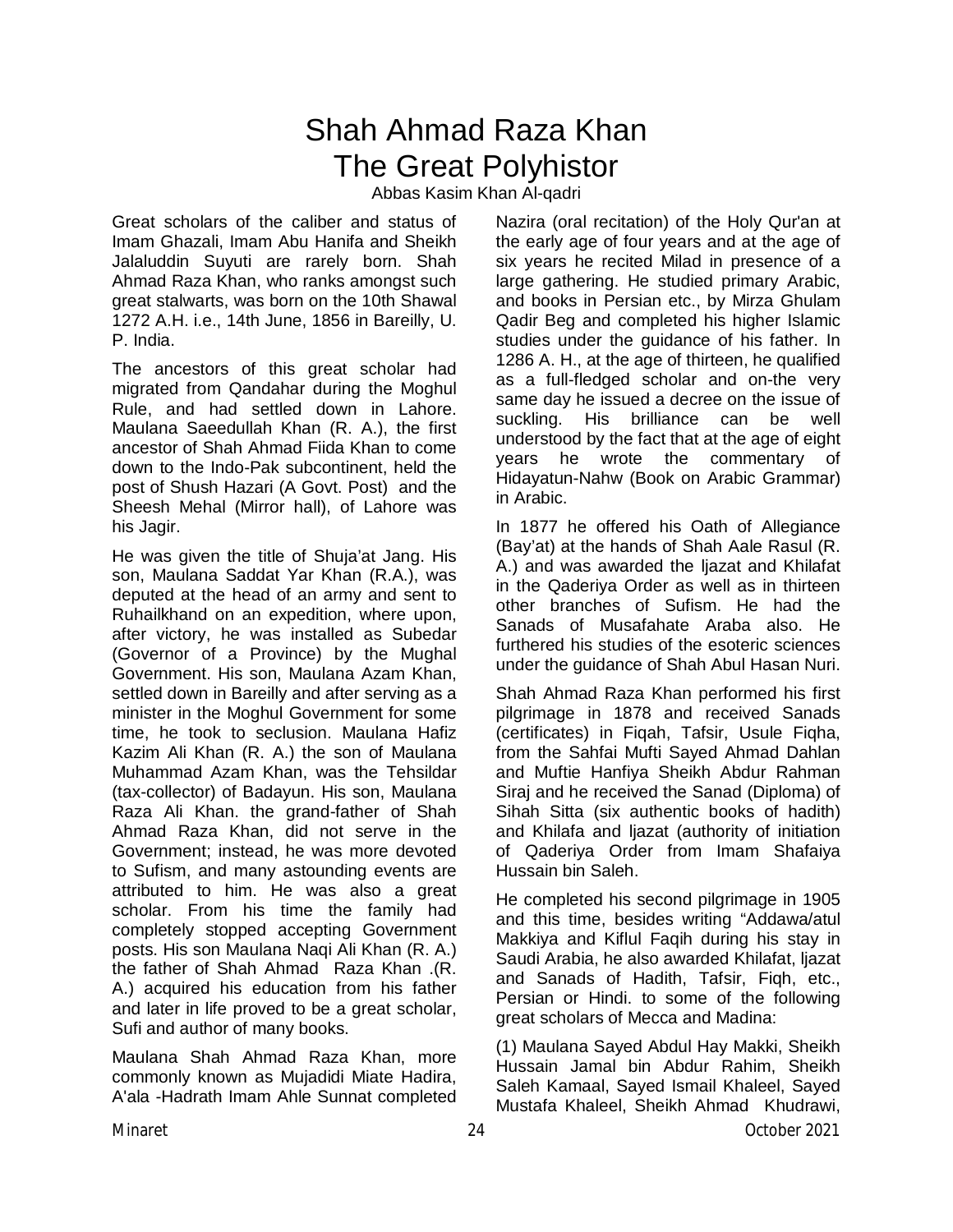# Shah Ahmad Raza Khan
# The Great Polyhistor

Abbas Kasim Khan Al-qadri

Great scholars of the caliber and status of Imam Ghazali, Imam Abu Hanifa and Sheikh Jalaluddin Suyuti are rarely born. Shah Ahmad Raza Khan, who ranks amongst such great stalwarts, was born on the 10th Shawal 1272 A.H. i.e., 14th June, 1856 in Bareilly, U. P. India.

The ancestors of this great scholar had migrated from Qandahar during the Moghul Rule, and had settled down in Lahore. Maulana Saeedullah Khan (R. A.), the first ancestor of Shah Ahmad Fiida Khan to come down to the Indo-Pak subcontinent, held the post of Shush Hazari (A Govt. Post) and the Sheesh Mehal (Mirror hall), of Lahore was his Jagir.

He was given the title of Shuja'at Jang. His son, Maulana Saddat Yar Khan (R.A.), was deputed at the head of an army and sent to Ruhailkhand on an expedition, where upon, after victory, he was installed as Subedar (Governor of a Province) by the Mughal Government. His son, Maulana Azam Khan, settled down in Bareilly and after serving as a minister in the Moghul Government for some time, he took to seclusion. Maulana Hafiz Kazim Ali Khan (R. A.) the son of Maulana Muhammad Azam Khan, was the Tehsildar (tax-collector) of Badayun. His son, Maulana Raza Ali Khan. the grand-father of Shah Ahmad Raza Khan, did not serve in the Government; instead, he was more devoted to Sufism, and many astounding events are attributed to him. He was also a great scholar. From his time the family had completely stopped accepting Government posts. His son Maulana Naqi Ali Khan (R. A.) the father of Shah Ahmad Raza Khan .(R. A.) acquired his education from his father and later in life proved to be a great scholar, Sufi and author of many books.

Maulana Shah Ahmad Raza Khan, more commonly known as Mujadidi Miate Hadira, A'ala -Hadrath Imam Ahle Sunnat completed Nazira (oral recitation) of the Holy Qur'an at the early age of four years and at the age of six years he recited Milad in presence of a large gathering. He studied primary Arabic, and books in Persian etc., by Mirza Ghulam Qadir Beg and completed his higher Islamic studies under the guidance of his father. In 1286 A. H., at the age of thirteen, he qualified as a full-fledged scholar and on-the very same day he issued a decree on the issue of suckling. His brilliance can be well understood by the fact that at the age of eight years he wrote the commentary of Hidayatun-Nahw (Book on Arabic Grammar) in Arabic.

In 1877 he offered his Oath of Allegiance (Bay'at) at the hands of Shah Aale Rasul (R. A.) and was awarded the Ijazat and Khilafat in the Qaderiya Order as well as in thirteen other branches of Sufism. He had the Sanads of Musafahate Araba also. He furthered his studies of the esoteric sciences under the guidance of Shah Abul Hasan Nuri.

Shah Ahmad Raza Khan performed his first pilgrimage in 1878 and received Sanads (certificates) in Fiqah, Tafsir, Usule Fiqha, from the Sahfai Mufti Sayed Ahmad Dahlan and Muftie Hanfiya Sheikh Abdur Rahman Siraj and he received the Sanad (Diploma) of Sihah Sitta (six authentic books of hadith) and Khilafa and Ijazat (authority of initiation of Qaderiya Order from Imam Shafaiya Hussain bin Saleh.

He completed his second pilgrimage in 1905 and this time, besides writing "Addawa/atul Makkiya and Kiflul Faqih during his stay in Saudi Arabia, he also awarded Khilafat, Ijazat and Sanads of Hadith, Tafsir, Fiqh, etc., Persian or Hindi. to some of the following great scholars of Mecca and Madina:

(1) Maulana Sayed Abdul Hay Makki, Sheikh Hussain Jamal bin Abdur Rahim, Sheikh Saleh Kamaal, Sayed Ismail Khaleel, Sayed Mustafa Khaleel, Sheikh Ahmad Khudrawi,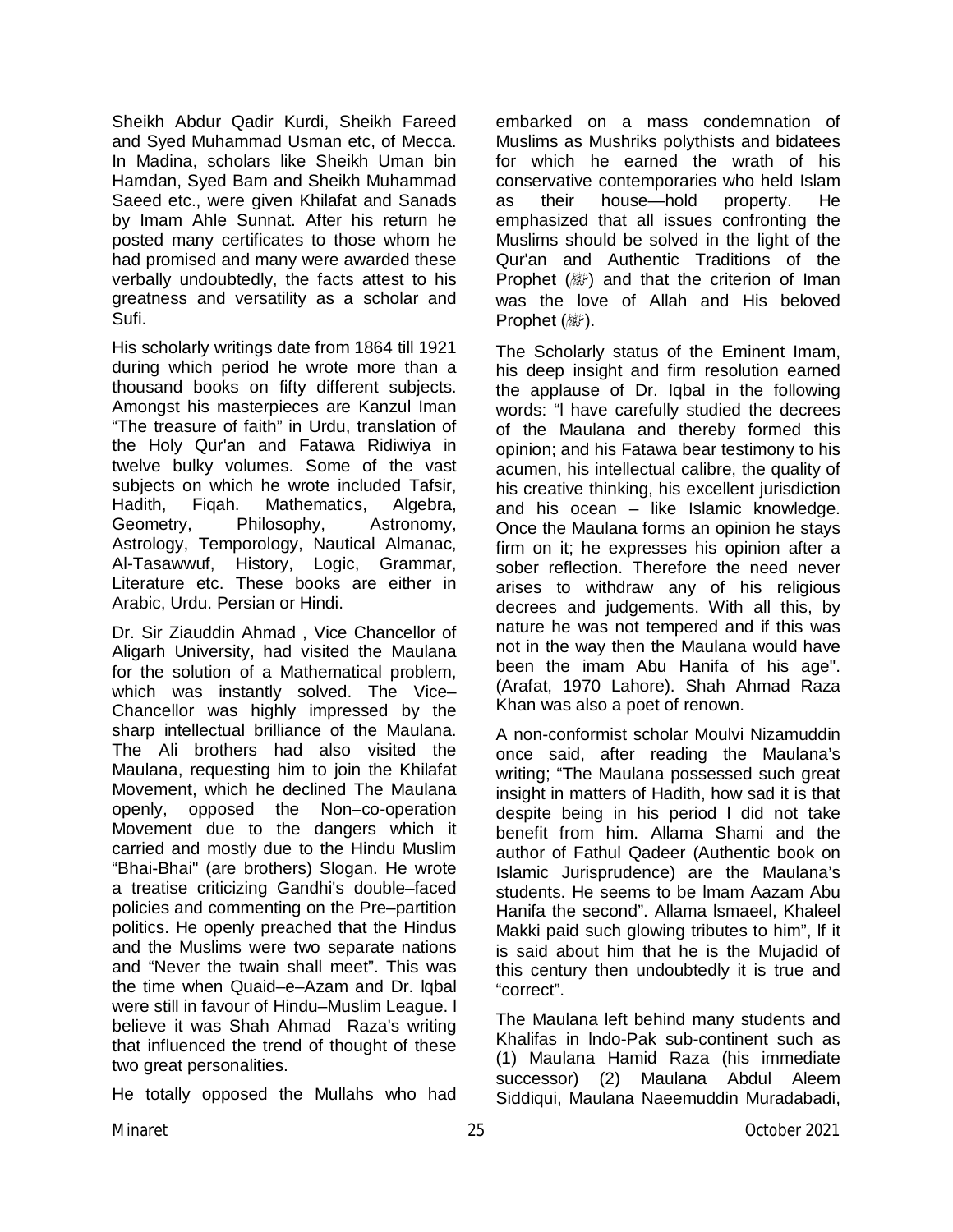Sheikh Abdur Qadir Kurdi, Sheikh Fareed and Syed Muhammad Usman etc, of Mecca. In Madina, scholars like Sheikh Uman bin Hamdan, Syed Bam and Sheikh Muhammad Saeed etc., were given Khilafat and Sanads by Imam Ahle Sunnat. After his return he posted many certificates to those whom he had promised and many were awarded these verbally undoubtedly, the facts attest to his greatness and versatility as a scholar and Sufi.

His scholarly writings date from 1864 till 1921 during which period he wrote more than a thousand books on fifty different subjects. Amongst his masterpieces are Kanzul Iman "The treasure of faith" in Urdu, translation of the Holy Qur'an and Fatawa Ridiwiya in twelve bulky volumes. Some of the vast subjects on which he wrote included Tafsir, Hadith, Fiqah. Mathematics, Algebra, Geometry, Philosophy, Astronomy, Astrology, Temporology, Nautical Almanac, Al-Tasawwuf, History, Logic, Grammar, Literature etc. These books are either in Arabic, Urdu. Persian or Hindi.

Dr. Sir Ziauddin Ahmad , Vice Chancellor of Aligarh University, had visited the Maulana for the solution of a Mathematical problem, which was instantly solved. The Vice–Chancellor was highly impressed by the sharp intellectual brilliance of the Maulana. The Ali brothers had also visited the Maulana, requesting him to join the Khilafat Movement, which he declined The Maulana openly, opposed the Non–co-operation Movement due to the dangers which it carried and mostly due to the Hindu Muslim "Bhai-Bhai" (are brothers) Slogan. He wrote a treatise criticizing Gandhi's double–faced policies and commenting on the Pre–partition politics. He openly preached that the Hindus and the Muslims were two separate nations and "Never the twain shall meet". This was the time when Quaid–e–Azam and Dr. lqbal were still in favour of Hindu–Muslim League. l believe it was Shah Ahmad Raza's writing that influenced the trend of thought of these two great personalities.

He totally opposed the Mullahs who had embarked on a mass condemnation of Muslims as Mushriks polythists and bidatees for which he earned the wrath of his conservative contemporaries who held Islam as their house—hold property. He emphasized that all issues confronting the Muslims should be solved in the light of the Qur'an and Authentic Traditions of the Prophet (ﷺ) and that the criterion of Iman was the love of Allah and His beloved Prophet (ﷺ).

The Scholarly status of the Eminent Imam, his deep insight and firm resolution earned the applause of Dr. Iqbal in the following words: "l have carefully studied the decrees of the Maulana and thereby formed this opinion; and his Fatawa bear testimony to his acumen, his intellectual calibre, the quality of his creative thinking, his excellent jurisdiction and his ocean – like Islamic knowledge. Once the Maulana forms an opinion he stays firm on it; he expresses his opinion after a sober reflection. Therefore the need never arises to withdraw any of his religious decrees and judgements. With all this, by nature he was not tempered and if this was not in the way then the Maulana would have been the imam Abu Hanifa of his age". (Arafat, 1970 Lahore). Shah Ahmad Raza Khan was also a poet of renown.

A non-conformist scholar Moulvi Nizamuddin once said, after reading the Maulana's writing; "The Maulana possessed such great insight in matters of Hadith, how sad it is that despite being in his period l did not take benefit from him. Allama Shami and the author of Fathul Qadeer (Authentic book on Islamic Jurisprudence) are the Maulana's students. He seems to be lmam Aazam Abu Hanifa the second". Allama lsmaeel, Khaleel Makki paid such glowing tributes to him", lf it is said about him that he is the Mujadid of this century then undoubtedly it is true and "correct".

The Maulana left behind many students and Khalifas in lndo-Pak sub-continent such as (1) Maulana Hamid Raza (his immediate successor) (2) Maulana Abdul Aleem Siddiqui, Maulana Naeemuddin Muradabadi,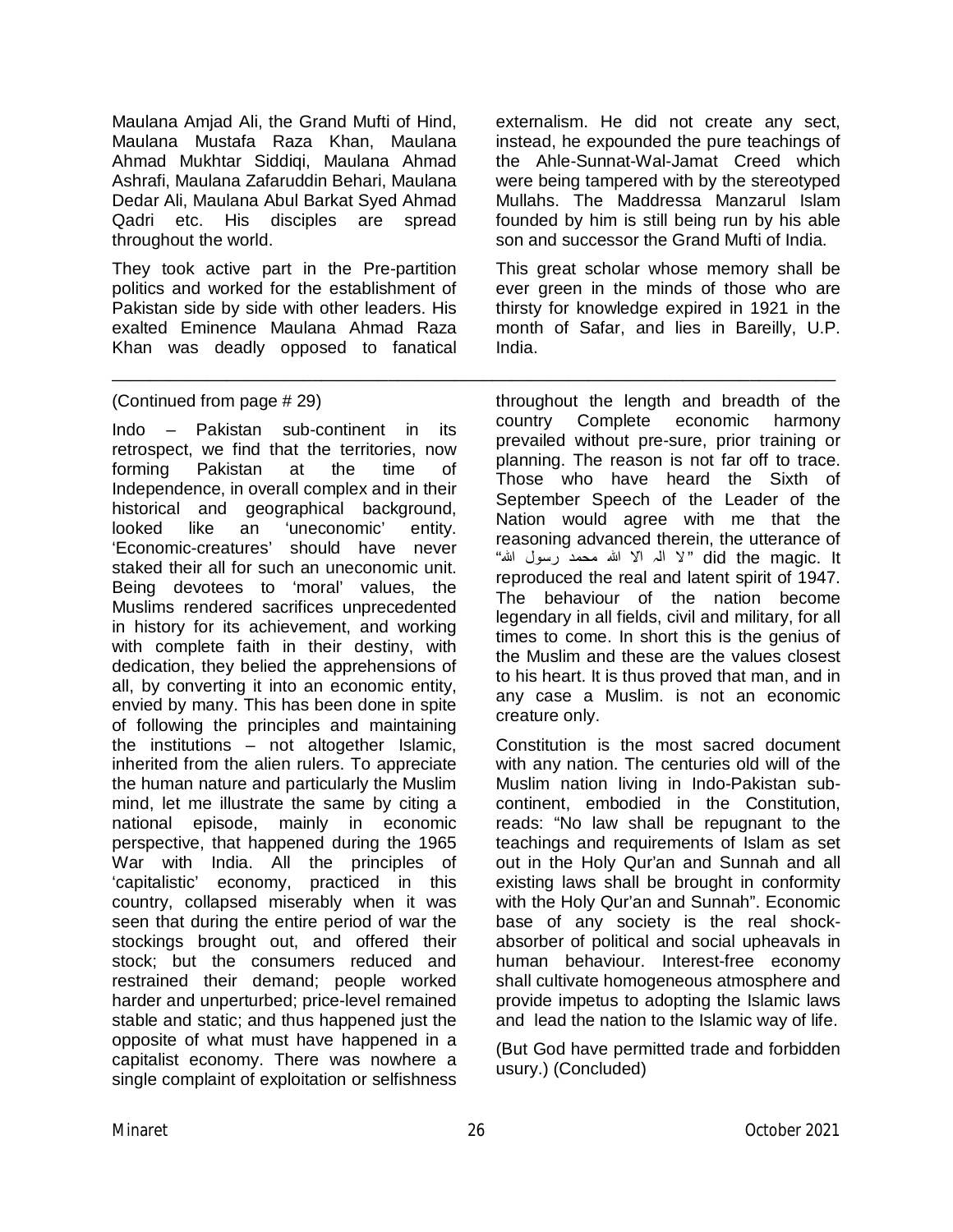Maulana Amjad Ali, the Grand Mufti of Hind, Maulana Mustafa Raza Khan, Maulana Ahmad Mukhtar Siddiqi, Maulana Ahmad Ashrafi, Maulana Zafaruddin Behari, Maulana Dedar Ali, Maulana Abul Barkat Syed Ahmad Qadri etc. His disciples are spread throughout the world.

They took active part in the Pre-partition politics and worked for the establishment of Pakistan side by side with other leaders. His exalted Eminence Maulana Ahmad Raza Khan was deadly opposed to fanatical externalism. He did not create any sect, instead, he expounded the pure teachings of the Ahle-Sunnat-Wal-Jamat Creed which were being tampered with by the stereotyped Mullahs. The Maddressa Manzarul Islam founded by him is still being run by his able son and successor the Grand Mufti of India.

This great scholar whose memory shall be ever green in the minds of those who are thirsty for knowledge expired in 1921 in the month of Safar, and lies in Bareilly, U.P. India.

---

(Continued from page # 29)

Indo – Pakistan sub-continent in its retrospect, we find that the territories, now forming Pakistan at the time of Independence, in overall complex and in their historical and geographical background, looked like an 'uneconomic' entity. 'Economic-creatures' should have never staked their all for such an uneconomic unit. Being devotees to 'moral' values, the Muslims rendered sacrifices unprecedented in history for its achievement, and working with complete faith in their destiny, with dedication, they belied the apprehensions of all, by converting it into an economic entity, envied by many. This has been done in spite of following the principles and maintaining the institutions – not altogether Islamic, inherited from the alien rulers. To appreciate the human nature and particularly the Muslim mind, let me illustrate the same by citing a national episode, mainly in economic perspective, that happened during the 1965 War with India. All the principles of 'capitalistic' economy, practiced in this country, collapsed miserably when it was seen that during the entire period of war the stockings brought out, and offered their stock; but the consumers reduced and restrained their demand; people worked harder and unperturbed; price-level remained stable and static; and thus happened just the opposite of what must have happened in a capitalist economy. There was nowhere a single complaint of exploitation or selfishness throughout the length and breadth of the country Complete economic harmony prevailed without pre-sure, prior training or planning. The reason is not far off to trace. Those who have heard the Sixth of September Speech of the Leader of the Nation would agree with me that the reasoning advanced therein, the utterance of "لا الہ الا اللہ محمد رسول اللہ" did the magic. It reproduced the real and latent spirit of 1947. The behaviour of the nation become legendary in all fields, civil and military, for all times to come. In short this is the genius of the Muslim and these are the values closest to his heart. It is thus proved that man, and in any case a Muslim. is not an economic creature only.

Constitution is the most sacred document with any nation. The centuries old will of the Muslim nation living in Indo-Pakistan sub-continent, embodied in the Constitution, reads: "No law shall be repugnant to the teachings and requirements of Islam as set out in the Holy Qur'an and Sunnah and all existing laws shall be brought in conformity with the Holy Qur'an and Sunnah". Economic base of any society is the real shock-absorber of political and social upheavals in human behaviour. Interest-free economy shall cultivate homogeneous atmosphere and provide impetus to adopting the Islamic laws and lead the nation to the Islamic way of life.

(But God have permitted trade and forbidden usury.) (Concluded)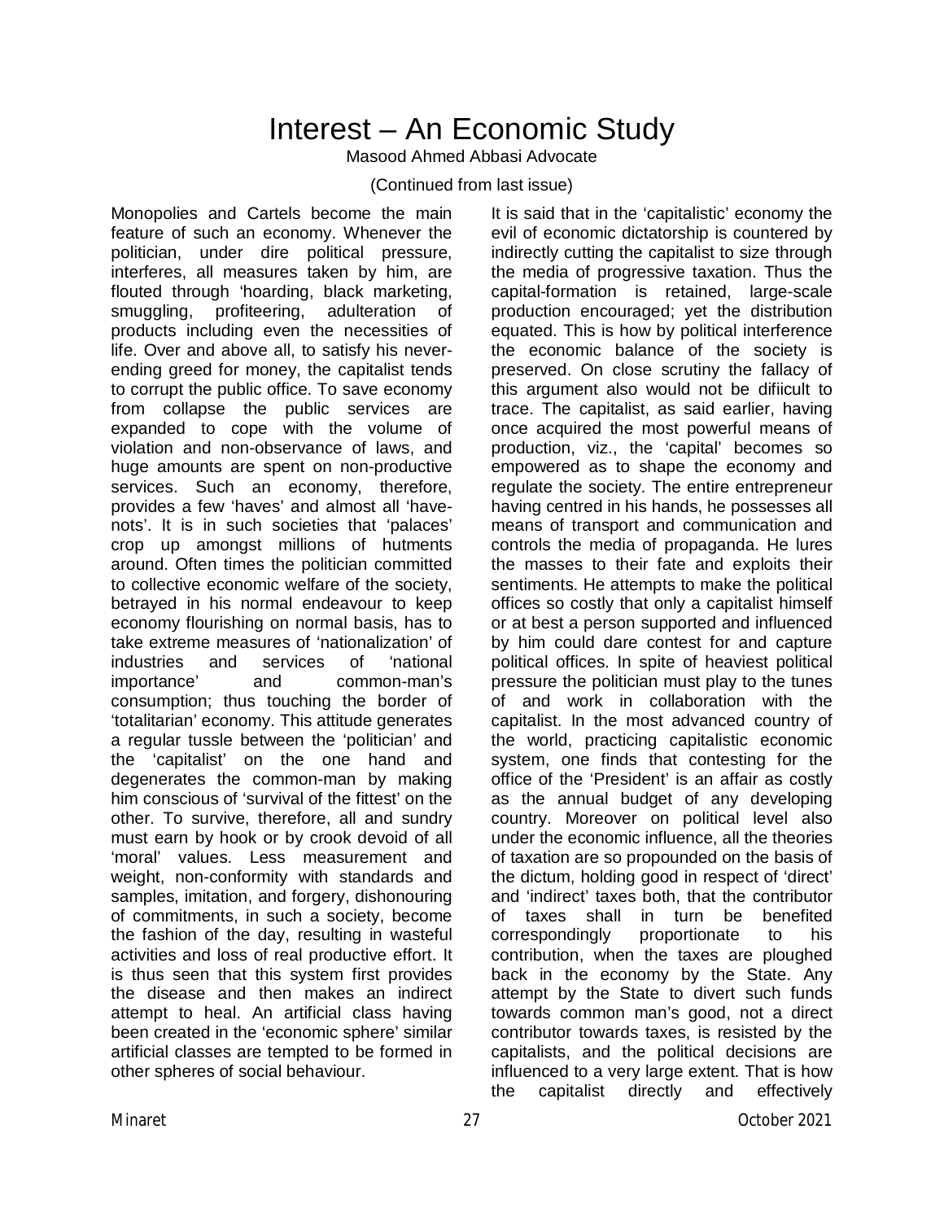# Interest – An Economic Study

Masood Ahmed Abbasi Advocate

(Continued from last issue)

Monopolies and Cartels become the main feature of such an economy. Whenever the politician, under dire political pressure, interferes, all measures taken by him, are flouted through 'hoarding, black marketing, smuggling, profiteering, adulteration of products including even the necessities of life. Over and above all, to satisfy his never-ending greed for money, the capitalist tends to corrupt the public office. To save economy from collapse the public services are expanded to cope with the volume of violation and non-observance of laws, and huge amounts are spent on non-productive services. Such an economy, therefore, provides a few 'haves' and almost all 'have-nots'. It is in such societies that 'palaces' crop up amongst millions of hutments around. Often times the politician committed to collective economic welfare of the society, betrayed in his normal endeavour to keep economy flourishing on normal basis, has to take extreme measures of 'nationalization' of industries and services of 'national importance' and common-man's consumption; thus touching the border of 'totalitarian' economy. This attitude generates a regular tussle between the 'politician' and the 'capitalist' on the one hand and degenerates the common-man by making him conscious of 'survival of the fittest' on the other. To survive, therefore, all and sundry must earn by hook or by crook devoid of all 'moral' values. Less measurement and weight, non-conformity with standards and samples, imitation, and forgery, dishonouring of commitments, in such a society, become the fashion of the day, resulting in wasteful activities and loss of real productive effort. It is thus seen that this system first provides the disease and then makes an indirect attempt to heal. An artificial class having been created in the 'economic sphere' similar artificial classes are tempted to be formed in other spheres of social behaviour.

It is said that in the 'capitalistic' economy the evil of economic dictatorship is countered by indirectly cutting the capitalist to size through the media of progressive taxation. Thus the capital-formation is retained, large-scale production encouraged; yet the distribution equated. This is how by political interference the economic balance of the society is preserved. On close scrutiny the fallacy of this argument also would not be difiicult to trace. The capitalist, as said earlier, having once acquired the most powerful means of production, viz., the 'capital' becomes so empowered as to shape the economy and regulate the society. The entire entrepreneur having centred in his hands, he possesses all means of transport and communication and controls the media of propaganda. He lures the masses to their fate and exploits their sentiments. He attempts to make the political offices so costly that only a capitalist himself or at best a person supported and influenced by him could dare contest for and capture political offices. In spite of heaviest political pressure the politician must play to the tunes of and work in collaboration with the capitalist. In the most advanced country of the world, practicing capitalistic economic system, one finds that contesting for the office of the 'President' is an affair as costly as the annual budget of any developing country. Moreover on political level also under the economic influence, all the theories of taxation are so propounded on the basis of the dictum, holding good in respect of 'direct' and 'indirect' taxes both, that the contributor of taxes shall in turn be benefited correspondingly proportionate to his contribution, when the taxes are ploughed back in the economy by the State. Any attempt by the State to divert such funds towards common man's good, not a direct contributor towards taxes, is resisted by the capitalists, and the political decisions are influenced to a very large extent. That is how the capitalist directly and effectively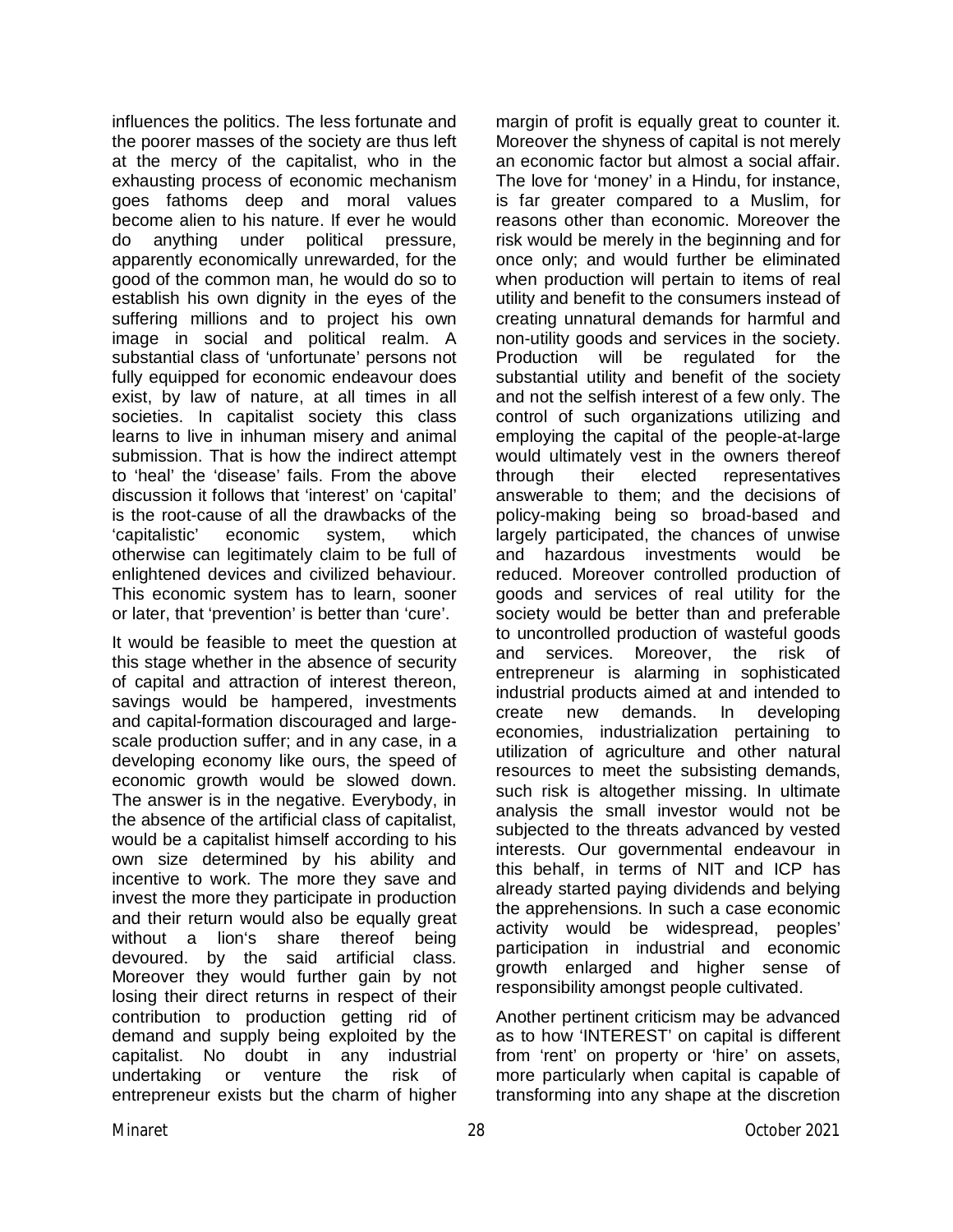influences the politics. The less fortunate and the poorer masses of the society are thus left at the mercy of the capitalist, who in the exhausting process of economic mechanism goes fathoms deep and moral values become alien to his nature. If ever he would do anything under political pressure, apparently economically unrewarded, for the good of the common man, he would do so to establish his own dignity in the eyes of the suffering millions and to project his own image in social and political realm. A substantial class of 'unfortunate' persons not fully equipped for economic endeavour does exist, by law of nature, at all times in all societies. In capitalist society this class learns to live in inhuman misery and animal submission. That is how the indirect attempt to 'heal' the 'disease' fails. From the above discussion it follows that 'interest' on 'capital' is the root-cause of all the drawbacks of the 'capitalistic' economic system, which otherwise can legitimately claim to be full of enlightened devices and civilized behaviour. This economic system has to learn, sooner or later, that 'prevention' is better than 'cure'.

It would be feasible to meet the question at this stage whether in the absence of security of capital and attraction of interest thereon, savings would be hampered, investments and capital-formation discouraged and large-scale production suffer; and in any case, in a developing economy like ours, the speed of economic growth would be slowed down. The answer is in the negative. Everybody, in the absence of the artificial class of capitalist, would be a capitalist himself according to his own size determined by his ability and incentive to work. The more they save and invest the more they participate in production and their return would also be equally great without a lion's share thereof being devoured. by the said artificial class. Moreover they would further gain by not losing their direct returns in respect of their contribution to production getting rid of demand and supply being exploited by the capitalist. No doubt in any industrial undertaking or venture the risk of entrepreneur exists but the charm of higher margin of profit is equally great to counter it. Moreover the shyness of capital is not merely an economic factor but almost a social affair. The love for 'money' in a Hindu, for instance, is far greater compared to a Muslim, for reasons other than economic. Moreover the risk would be merely in the beginning and for once only; and would further be eliminated when production will pertain to items of real utility and benefit to the consumers instead of creating unnatural demands for harmful and non-utility goods and services in the society. Production will be regulated for the substantial utility and benefit of the society and not the selfish interest of a few only. The control of such organizations utilizing and employing the capital of the people-at-large would ultimately vest in the owners thereof through their elected representatives answerable to them; and the decisions of policy-making being so broad-based and largely participated, the chances of unwise and hazardous investments would be reduced. Moreover controlled production of goods and services of real utility for the society would be better than and preferable to uncontrolled production of wasteful goods and services. Moreover, the risk of entrepreneur is alarming in sophisticated industrial products aimed at and intended to create new demands. In developing economies, industrialization pertaining to utilization of agriculture and other natural resources to meet the subsisting demands, such risk is altogether missing. In ultimate analysis the small investor would not be subjected to the threats advanced by vested interests. Our governmental endeavour in this behalf, in terms of NIT and ICP has already started paying dividends and belying the apprehensions. In such a case economic activity would be widespread, peoples' participation in industrial and economic growth enlarged and higher sense of responsibility amongst people cultivated.

Another pertinent criticism may be advanced as to how 'INTEREST' on capital is different from 'rent' on property or 'hire' on assets, more particularly when capital is capable of transforming into any shape at the discretion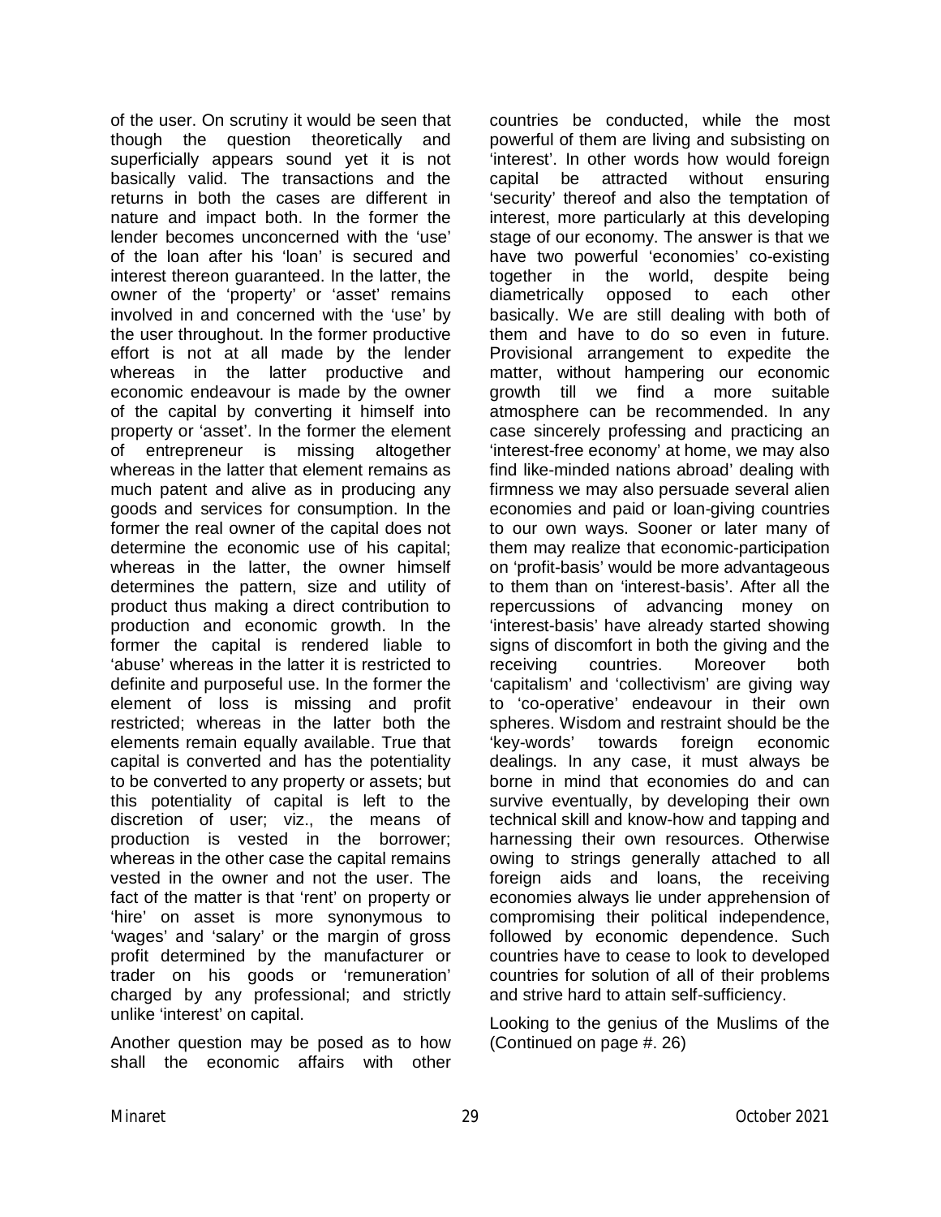of the user. On scrutiny it would be seen that though the question theoretically and superficially appears sound yet it is not basically valid. The transactions and the returns in both the cases are different in nature and impact both. In the former the lender becomes unconcerned with the 'use' of the loan after his 'loan' is secured and interest thereon guaranteed. In the latter, the owner of the 'property' or 'asset' remains involved in and concerned with the 'use' by the user throughout. In the former productive effort is not at all made by the lender whereas in the latter productive and economic endeavour is made by the owner of the capital by converting it himself into property or 'asset'. In the former the element of entrepreneur is missing altogether whereas in the latter that element remains as much patent and alive as in producing any goods and services for consumption. In the former the real owner of the capital does not determine the economic use of his capital; whereas in the latter, the owner himself determines the pattern, size and utility of product thus making a direct contribution to production and economic growth. In the former the capital is rendered liable to 'abuse' whereas in the latter it is restricted to definite and purposeful use. In the former the element of loss is missing and profit restricted; whereas in the latter both the elements remain equally available. True that capital is converted and has the potentiality to be converted to any property or assets; but this potentiality of capital is left to the discretion of user; viz., the means of production is vested in the borrower; whereas in the other case the capital remains vested in the owner and not the user. The fact of the matter is that 'rent' on property or 'hire' on asset is more synonymous to 'wages' and 'salary' or the margin of gross profit determined by the manufacturer or trader on his goods or 'remuneration' charged by any professional; and strictly unlike 'interest' on capital.

Another question may be posed as to how shall the economic affairs with other countries be conducted, while the most powerful of them are living and subsisting on 'interest'. In other words how would foreign capital be attracted without ensuring 'security' thereof and also the temptation of interest, more particularly at this developing stage of our economy. The answer is that we have two powerful 'economies' co-existing together in the world, despite being diametrically opposed to each other basically. We are still dealing with both of them and have to do so even in future. Provisional arrangement to expedite the matter, without hampering our economic growth till we find a more suitable atmosphere can be recommended. In any case sincerely professing and practicing an 'interest-free economy' at home, we may also find like-minded nations abroad' dealing with firmness we may also persuade several alien economies and paid or loan-giving countries to our own ways. Sooner or later many of them may realize that economic-participation on 'profit-basis' would be more advantageous to them than on 'interest-basis'. After all the repercussions of advancing money on 'interest-basis' have already started showing signs of discomfort in both the giving and the receiving countries. Moreover both 'capitalism' and 'collectivism' are giving way to 'co-operative' endeavour in their own spheres. Wisdom and restraint should be the 'key-words' towards foreign economic dealings. In any case, it must always be borne in mind that economies do and can survive eventually, by developing their own technical skill and know-how and tapping and harnessing their own resources. Otherwise owing to strings generally attached to all foreign aids and loans, the receiving economies always lie under apprehension of compromising their political independence, followed by economic dependence. Such countries have to cease to look to developed countries for solution of all of their problems and strive hard to attain self-sufficiency.

Looking to the genius of the Muslims of the (Continued on page #. 26)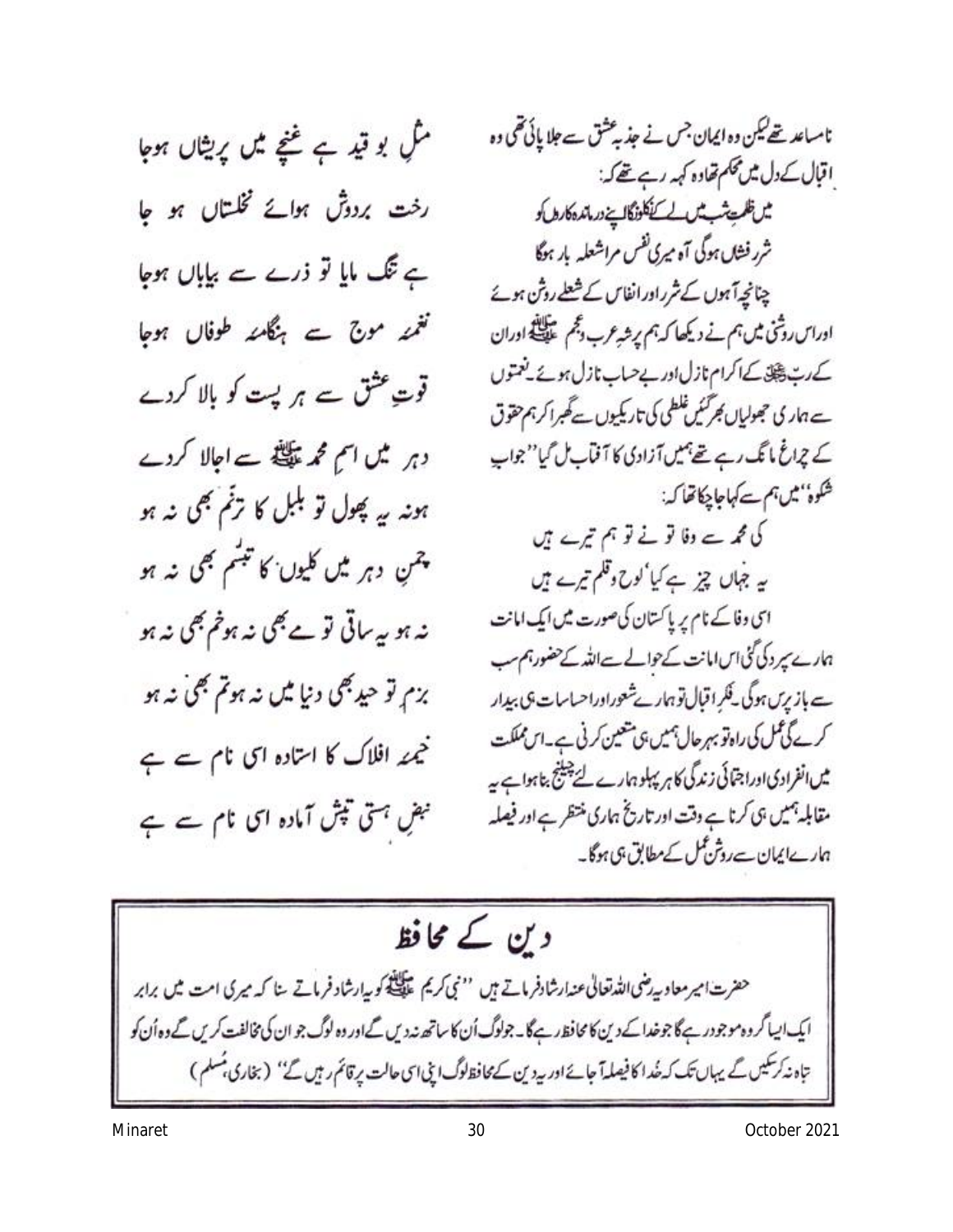ناساعد تھے لیکن وہ ایمان جس نے جذبہ عشق سے جلا پائی تھی وہ اقبال کے دل میں محکم تھا وہ کہہ رہے تھے کہ:

میں ظلمتِ شب میں لے کے نکلوں گا اپنے درماندہ کارواں کو
شرر فشاں ہوگی آہ میری نفس مرا شعلہ بار ہوگا

چنانچہ آہوں کے شرر اور انفاس کے شعلے روشن ہوئے اور اس روشنی میں ہم نے دیکھا کہ ہم پر شہِ عرب و عجم ﷺ اور ان کے رب ﷻ کے اکرام نازل اور بے حساب نازل ہوئے۔ نعمتوں سے ہماری جھولیاں بھر گئیں غلطی کی تاریکیوں سے گھبرا کر ہم حقوق کے چراغ مانگ رہے تھے ہمیں آزادی کا آفتاب مل گیا'' جوابِ شکوہ'' میں ہم سے کہا جا چکا تھا کہ:

کی محمد سے وفا تو نے تو ہم تیرے ہیں
یہ جہاں چیز ہے کیا' لوح و قلم تیرے ہیں

اسی وفا کے نام پر پاکستان کی صورت میں ایک امانت ہمارے سپرد کی گئی اس امانت کے حوالے سے اللہ کے حضور ہم سب سے باز پرس ہوگی۔ فکرِ اقبال تو ہمارے شعور اور احساسات ہی بیدار کرے گی عمل کی راہ تو بہر حال ہمیں ہی متعین کرنی ہے۔ اس مملکت میں انفرادی اور اجتماعی زندگی کا ہر پہلو ہمارے لئے چیلنج بنا ہوا ہے یہ مقابلہ ہمیں ہی کرنا ہے وقت اور تاریخ ہماری منتظر ہے اور فیصلہ ہمارے ایمان سے روشن عمل کے مطابق ہی ہوگا۔

مثلِ بو قید ہے غنچے میں پریشاں ہوجا
رخت بردوش ہوائے نخلستاں ہو جا
ہے تنگ مایا تو ذرے سے بیاباں ہوجا
نغمۂ موج سے ہنگامۂ طوفاں ہوجا
قوتِ عشق سے ہر پست کو بالا کردے
دہر میں اسمِ محمد ﷺ سے اجالا کردے
ہو نہ یہ پھول تو بلبل کا ترنم بھی نہ ہو
چمنِ دہر میں کلیوں کا تبسم بھی نہ ہو
نہ ہو یہ ساقی تو مے بھی نہ ہو خم بھی نہ ہو
بزمِ توحید بھی دنیا میں نہ ہو تم بھی نہ ہو
خیمۂ افلاک کا استادہ اسی نام سے ہے
نبضِ ہستی تپش آمادہ اسی نام سے ہے

## دین کے محافظ

حضرت امیر معاویہ رضی اللہ تعالیٰ عنہ ارشاد فرماتے ہیں ''نبی کریم ﷺ کو یہ ارشاد فرماتے سنا کہ میری امت میں برابر ایک ایسا گروہ موجود رہے گا جو خدا کے دین کا محافظ رہے گا۔ جو لوگ اُن کا ساتھ نہ دیں گے اور وہ لوگ جو ان کی مخالفت کریں گے وہ اُن کو تباہ نہ کر سکیں گے یہاں تک کہ خُدا کا فیصلہ آ جائے اور یہ دین کے محافظ لوگ اپنی اسی حالت پر قائم رہیں گے'' (بخاری، مُسلم)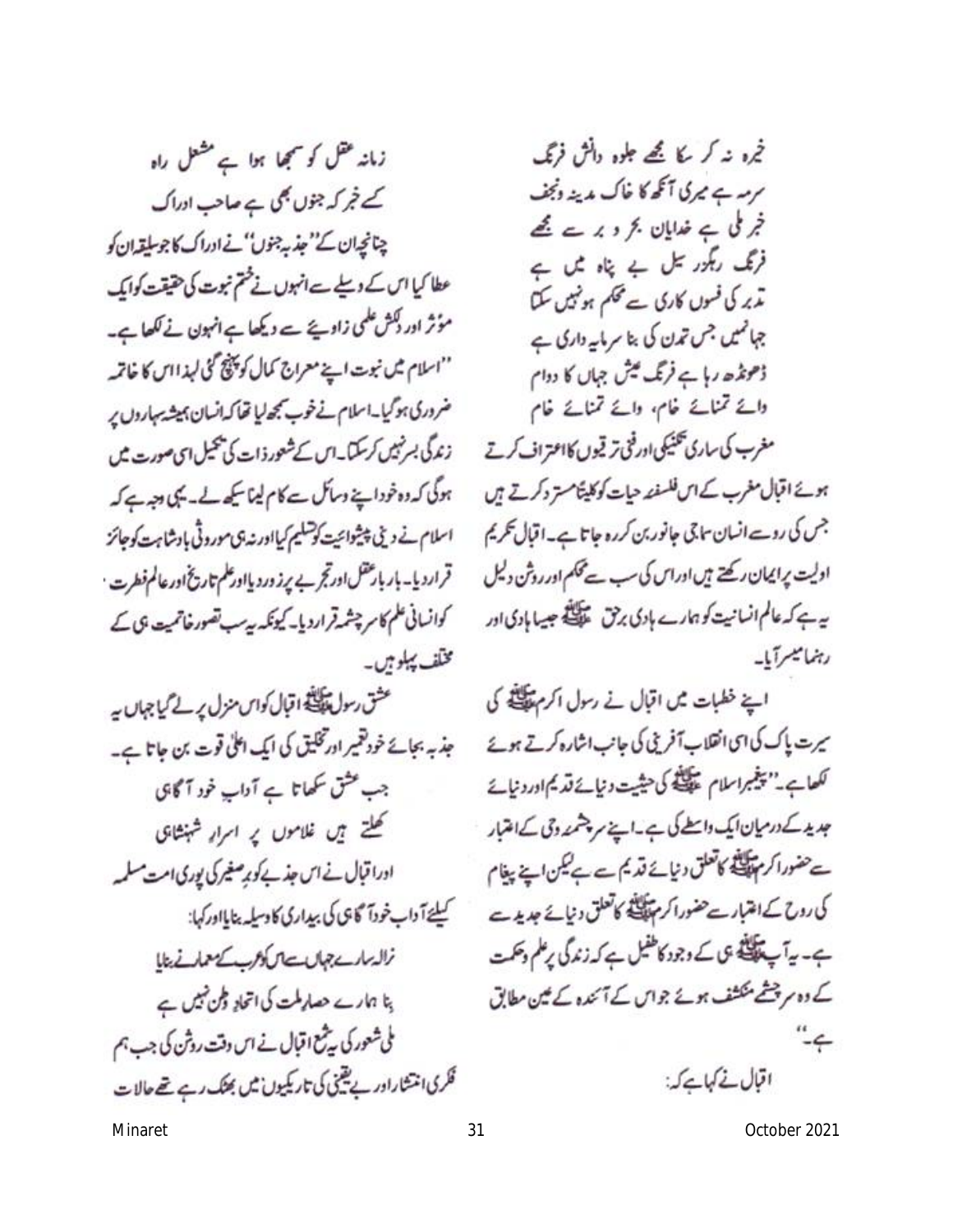خیرہ نہ کر سکا مجھے جلوہ دانش فرنگ
سرمہ ہے میری آنکھ کا خاک مدینہ ونجف

خبر ملی ہے خدایان بحر و بر سے مجھے
فرنگ رہگزر سیل بے پناہ میں ہے

تدبر کی فسوں کاری سے محکم ہو نہیں سکتا
جہاں میں جس تمدن کی بنا سرمایہ داری ہے

ڈھونڈھ رہا ہے فرنگ عیش جہاں کا دوام
وائے تمنائے خام، وائے تمنائے خام

مغرب کی ساری تکنیکی اور فنی ترقیوں کا اعتراف کرتے ہوئے اقبال مغرب کے اس فلسفہ حیات کو کلیتاً مسترد کرتے ہیں جس کی رو سے انسان سماجی جانور بن کر رہ جاتا ہے۔ اقبال تکریم اولیت پر ایمان رکھتے ہیں اور اس کی سب سے محکم اور روشن دلیل یہ ہے کہ عالم انسانیت کو ہمارے ہادی برحق ﷺ جیسا ہادی اور رہنما میسر آیا۔

اپنے خطبات میں اقبال نے رسول اکرم ﷺ کی سیرت پاک کی اسی انقلاب آفرینی کی جانب اشارہ کرتے ہوئے لکھا ہے۔ ''پیغمبر اسلام ﷺ کی حیثیت دنیائے قدیم اور دنیائے جدید کے درمیان ایک واسطے کی ہے۔ اپنے سرچشمہ وحی کے اعتبار سے حضور اکرم ﷺ کا تعلق دنیائے قدیم سے ہے لیکن اپنے پیغام کی روح کے اعتبار سے حضور اکرم ﷺ کا تعلق دنیائے جدید سے ہے۔ یہ آپ ﷺ ہی کے وجود کا طفیل ہے کہ زندگی پر علم و حکمت کے وہ سرچشمے منکشف ہوئے جو اس کے آئندہ کے عین مطابق ہے۔''

اقبال نے کہا ہے کہ:

زمانہ عقل کو سمجھا ہوا ہے مشعل راہ
کسے خبر کہ جنوں بھی ہے صاحب ادراک

چنانچہ ان کے ''جذبہ جنوں'' نے ادراک کا جو سلیقہ ان کو عطا کیا اس کے وسیلے سے انہوں نے ختم نبوت کی حقیقت کو ایک مؤثر اور دلکش علمی زاویئے سے دیکھا ہے انہوں نے لکھا ہے۔ ''اسلام میں نبوت اپنے معراج کمال کو پہنچ گئی لہذا اس کا خاتمہ ضروری ہو گیا۔ اسلام نے خوب سمجھ لیا تھا کہ انسان ہمیشہ سہاروں پر زندگی بسر نہیں کر سکتا۔ اس کے شعور ذات کی تکمیل اسی صورت میں ہوگی کہ وہ خود اپنے وسائل سے کام لینا سیکھ لے۔ یہی وجہ ہے کہ اسلام نے دینی پیشوائیت کو تسلیم کیا اور نہ ہی موروثی بادشاہت کو جائز قرار دیا۔ بار بار عقل اور تجربے پر زور دیا اور علم تاریخ اور عالم فطرت کو انسانی علم کا سرچشمہ قرار دیا۔ کیونکہ یہ سب تصور خاتمیت ہی کے مختلف پہلو ہیں۔

عشق رسول ﷺ اقبال کو اس منزل پر لے گیا جہاں یہ جذبہ بجائے خود تعمیر اور تخلیق کی ایک اعلیٰ قوت بن جاتا ہے۔

جب عشق سکھاتا ہے آداب خود آگاہی
کھلتے ہیں غلاموں پر اسرار شہنشاہی

اور اقبال نے اس جذبے کو برصغیر کی پوری امت مسلمہ کیلئے آداب خود آگاہی کی بیداری کا وسیلہ بنایا اور کہا:

نرالہ سارے جہاں سے اس کو عرب کے معمار نے بنایا
بنا ہمارے حصار ملت کی اتحاد وطن نہیں ہے

ملی شعور کی یہ شمع اقبال نے اس وقت روشن کی جب ہم فکری انتشار اور بے یقینی کی تاریکیوں میں بھٹک رہے تھے حالات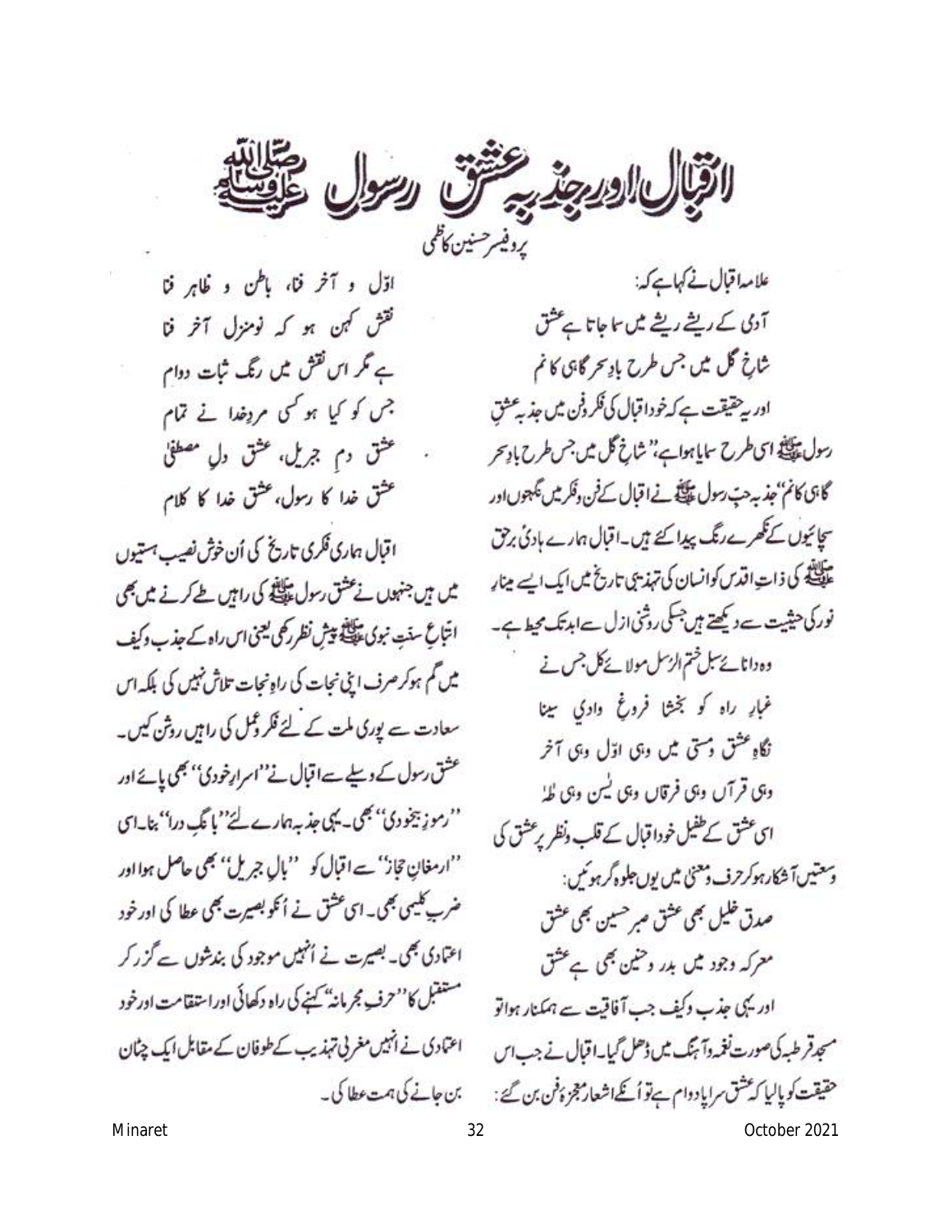# اقبال اور جذبہ عشق رسول ﷺ

پروفیسر حسنین کاظمی

علامہ اقبال نے کہا ہے کہ:

آدمی کے ریشے ریشے میں سما جاتا ہے عشق
شاخِ گل میں جس طرح بادِ سحر گاہی کا نم

اور یہ حقیقت ہے کہ خود اقبال کی فکر و فن میں جذبہ عشقِ رسول ﷺ اسی طرح سمایا ہوا ہے،'' شاخِ گل میں جس طرح بادِ سحر گاہی کا نم'' جذبہ حبِ رسول ﷺ نے اقبال کے فن و فکر میں نکھوں اور سچائیوں کے نکھرے رنگ پیدا کئے ہیں۔ اقبال ہمارے ہادئ برحق ﷺ کی ذاتِ اقدس کو انسان کی تہذیبی تاریخ میں ایک ایسے مینارِ نور کی حیثیت سے دیکھتے ہیں جسکی روشنی ازل سے ابد تک محیط ہے۔

وہ دانائے سبل ختم الرسل مولائے کل جس نے
غبارِ راہ کو بخشا فروغِ وادیِ سینا
نگاہِ عشق و مستی میں وہی اوّل وہی آخر
وہی قرآں وہی فرقاں وہی یٰسین وہی طٰہٰ

اسی عشق کے طفیل خود اقبال کے قلب و نظر پر عشق کی وسعتیں آشکار ہو کر حرف و معنی میں یوں جلوہ گر ہوئیں:

صدقِ خلیل بھی عشق صبرِ حسین بھی عشق
معرکہ وجود میں بدر و حنین بھی ہے عشق

اور یہی جذب و کیف جب آفاقیت سے ہمکنار ہوا تو مسجد قرطبہ کی صورت نغمہ و آہنگ میں ڈھل گیا۔ اقبال نے جب اس حقیقت کو پالیا کہ عشق سراپا دوام ہے تو اُنکے اشعار معجزۂ فن بن گئے:

اوّل و آخر فنا، باطن و ظاہر فنا
نقش کہن ہو کہ نو منزل آخر فنا
ہے مگر اس نقش میں رنگِ ثباتِ دوام
جس کو کیا ہو کسی مردِ خدا نے تمام
عشق دمِ جبریل، عشق دلِ مصطفیٰ
عشق خدا کا رسول، عشق خدا کا کلام

اقبال ہماری فکری تاریخ کی اُن خوش نصیب ہستیوں میں ہیں جنھوں نے عشق رسول ﷺ کی راہیں طے کرنے میں بھی اتباعِ سنتِ نبوی ﷺ پیشِ نظر رکھی یعنی اس راہ کے جذب و کیف میں گم ہو کر صرف اپنی نجات کی راہِ نجات تلاش نہیں کی بلکہ اس سعادت سے پوری ملت کے لئے فکر و عمل کی راہیں روشن کیں۔ عشق رسول کے وسیلے سے اقبال نے ''اسرارِ خودی'' بھی پائے اور ''رموزِ بیخودی'' بھی۔ یہی جذبہ ہمارے لئے ''بانگِ درا'' بنا۔ اسی ''ارمغانِ حجاز'' سے اقبال کو ''بالِ جبریل'' بھی حاصل ہوا اور ضربِ کلیمی بھی۔ اسی عشق نے اُنکو بصیرت بھی عطا کی اور خود اعتمادی بھی۔ بصیرت نے اُنہیں موجود کی بندشوں سے گزر کر مستقبل کا ''حرفِ محرمانہ'' کہنے کی راہ دکھائی اور استقامت اور خود اعتمادی نے انہیں مغربی تہذیب کے طوفان کے مقابل ایک چٹان بن جانے کی ہمت عطا کی۔